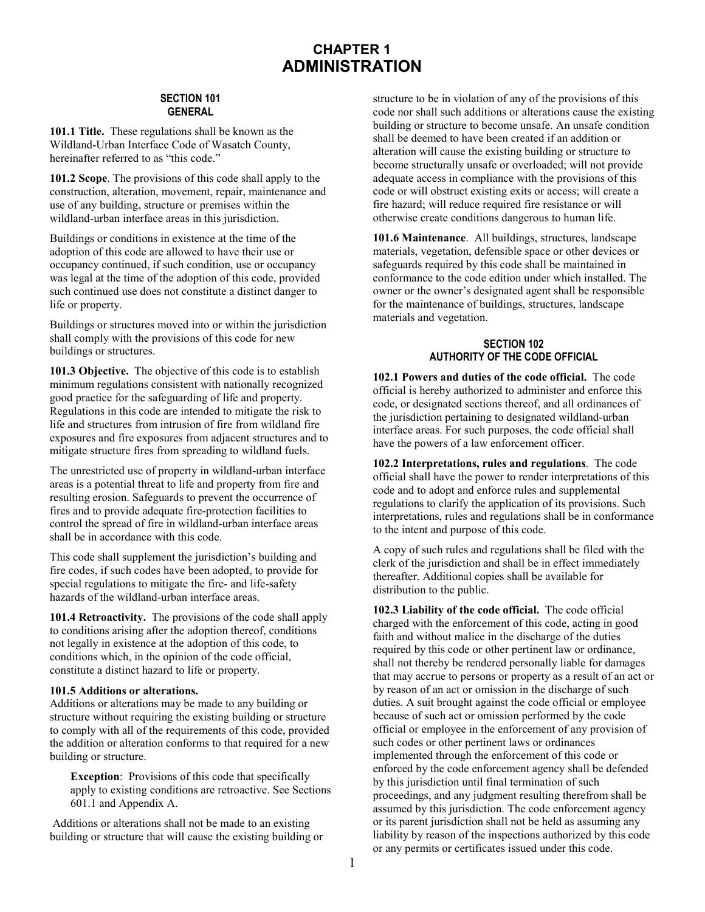# CHAPTER 1
# ADMINISTRATION

## SECTION 101
## GENERAL

**101.1 Title.** These regulations shall be known as the Wildland-Urban Interface Code of Wasatch County, hereinafter referred to as "this code."

**101.2 Scope**. The provisions of this code shall apply to the construction, alteration, movement, repair, maintenance and use of any building, structure or premises within the wildland-urban interface areas in this jurisdiction.

Buildings or conditions in existence at the time of the adoption of this code are allowed to have their use or occupancy continued, if such condition, use or occupancy was legal at the time of the adoption of this code, provided such continued use does not constitute a distinct danger to life or property.

Buildings or structures moved into or within the jurisdiction shall comply with the provisions of this code for new buildings or structures.

**101.3 Objective.** The objective of this code is to establish minimum regulations consistent with nationally recognized good practice for the safeguarding of life and property. Regulations in this code are intended to mitigate the risk to life and structures from intrusion of fire from wildland fire exposures and fire exposures from adjacent structures and to mitigate structure fires from spreading to wildland fuels.

The unrestricted use of property in wildland-urban interface areas is a potential threat to life and property from fire and resulting erosion. Safeguards to prevent the occurrence of fires and to provide adequate fire-protection facilities to control the spread of fire in wildland-urban interface areas shall be in accordance with this code.

This code shall supplement the jurisdiction's building and fire codes, if such codes have been adopted, to provide for special regulations to mitigate the fire- and life-safety hazards of the wildland-urban interface areas.

**101.4 Retroactivity.** The provisions of the code shall apply to conditions arising after the adoption thereof, conditions not legally in existence at the adoption of this code, to conditions which, in the opinion of the code official, constitute a distinct hazard to life or property.

**101.5 Additions or alterations.**
Additions or alterations may be made to any building or structure without requiring the existing building or structure to comply with all of the requirements of this code, provided the addition or alteration conforms to that required for a new building or structure.

> **Exception**: Provisions of this code that specifically apply to existing conditions are retroactive. See Sections 601.1 and Appendix A.

Additions or alterations shall not be made to an existing building or structure that will cause the existing building or structure to be in violation of any of the provisions of this code nor shall such additions or alterations cause the existing building or structure to become unsafe. An unsafe condition shall be deemed to have been created if an addition or alteration will cause the existing building or structure to become structurally unsafe or overloaded; will not provide adequate access in compliance with the provisions of this code or will obstruct existing exits or access; will create a fire hazard; will reduce required fire resistance or will otherwise create conditions dangerous to human life.

**101.6 Maintenance**. All buildings, structures, landscape materials, vegetation, defensible space or other devices or safeguards required by this code shall be maintained in conformance to the code edition under which installed. The owner or the owner's designated agent shall be responsible for the maintenance of buildings, structures, landscape materials and vegetation.

## SECTION 102
## AUTHORITY OF THE CODE OFFICIAL

**102.1 Powers and duties of the code official.** The code official is hereby authorized to administer and enforce this code, or designated sections thereof, and all ordinances of the jurisdiction pertaining to designated wildland-urban interface areas. For such purposes, the code official shall have the powers of a law enforcement officer.

**102.2 Interpretations, rules and regulations**. The code official shall have the power to render interpretations of this code and to adopt and enforce rules and supplemental regulations to clarify the application of its provisions. Such interpretations, rules and regulations shall be in conformance to the intent and purpose of this code.

A copy of such rules and regulations shall be filed with the clerk of the jurisdiction and shall be in effect immediately thereafter. Additional copies shall be available for distribution to the public.

**102.3 Liability of the code official.** The code official charged with the enforcement of this code, acting in good faith and without malice in the discharge of the duties required by this code or other pertinent law or ordinance, shall not thereby be rendered personally liable for damages that may accrue to persons or property as a result of an act or by reason of an act or omission in the discharge of such duties. A suit brought against the code official or employee because of such act or omission performed by the code official or employee in the enforcement of any provision of such codes or other pertinent laws or ordinances implemented through the enforcement of this code or enforced by the code enforcement agency shall be defended by this jurisdiction until final termination of such proceedings, and any judgment resulting therefrom shall be assumed by this jurisdiction. The code enforcement agency or its parent jurisdiction shall not be held as assuming any liability by reason of the inspections authorized by this code or any permits or certificates issued under this code.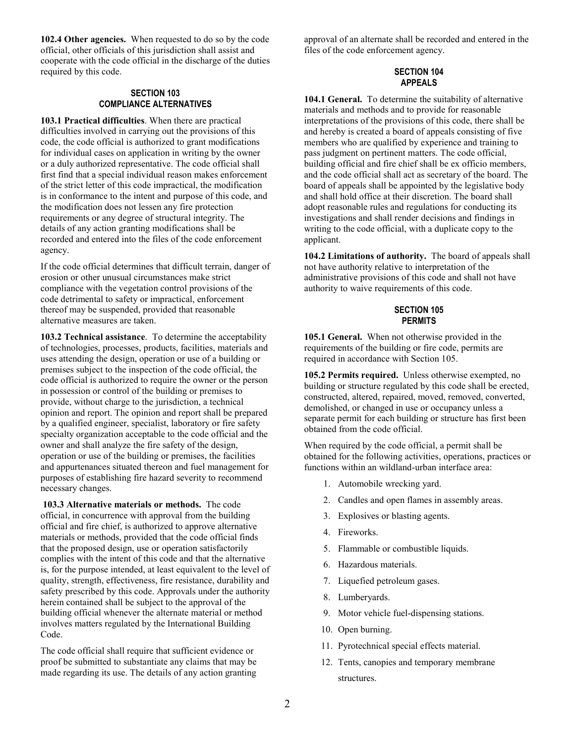**102.4 Other agencies.** When requested to do so by the code official, other officials of this jurisdiction shall assist and cooperate with the code official in the discharge of the duties required by this code.

## SECTION 103 COMPLIANCE ALTERNATIVES

**103.1 Practical difficulties**. When there are practical difficulties involved in carrying out the provisions of this code, the code official is authorized to grant modifications for individual cases on application in writing by the owner or a duly authorized representative. The code official shall first find that a special individual reason makes enforcement of the strict letter of this code impractical, the modification is in conformance to the intent and purpose of this code, and the modification does not lessen any fire protection requirements or any degree of structural integrity. The details of any action granting modifications shall be recorded and entered into the files of the code enforcement agency.

If the code official determines that difficult terrain, danger of erosion or other unusual circumstances make strict compliance with the vegetation control provisions of the code detrimental to safety or impractical, enforcement thereof may be suspended, provided that reasonable alternative measures are taken.

**103.2 Technical assistance**. To determine the acceptability of technologies, processes, products, facilities, materials and uses attending the design, operation or use of a building or premises subject to the inspection of the code official, the code official is authorized to require the owner or the person in possession or control of the building or premises to provide, without charge to the jurisdiction, a technical opinion and report. The opinion and report shall be prepared by a qualified engineer, specialist, laboratory or fire safety specialty organization acceptable to the code official and the owner and shall analyze the fire safety of the design, operation or use of the building or premises, the facilities and appurtenances situated thereon and fuel management for purposes of establishing fire hazard severity to recommend necessary changes.

**103.3 Alternative materials or methods.** The code official, in concurrence with approval from the building official and fire chief, is authorized to approve alternative materials or methods, provided that the code official finds that the proposed design, use or operation satisfactorily complies with the intent of this code and that the alternative is, for the purpose intended, at least equivalent to the level of quality, strength, effectiveness, fire resistance, durability and safety prescribed by this code. Approvals under the authority herein contained shall be subject to the approval of the building official whenever the alternate material or method involves matters regulated by the International Building Code.

The code official shall require that sufficient evidence or proof be submitted to substantiate any claims that may be made regarding its use. The details of any action granting approval of an alternate shall be recorded and entered in the files of the code enforcement agency.

## SECTION 104 APPEALS

**104.1 General.** To determine the suitability of alternative materials and methods and to provide for reasonable interpretations of the provisions of this code, there shall be and hereby is created a board of appeals consisting of five members who are qualified by experience and training to pass judgment on pertinent matters. The code official, building official and fire chief shall be ex officio members, and the code official shall act as secretary of the board. The board of appeals shall be appointed by the legislative body and shall hold office at their discretion. The board shall adopt reasonable rules and regulations for conducting its investigations and shall render decisions and findings in writing to the code official, with a duplicate copy to the applicant.

**104.2 Limitations of authority.** The board of appeals shall not have authority relative to interpretation of the administrative provisions of this code and shall not have authority to waive requirements of this code.

## SECTION 105 PERMITS

**105.1 General.** When not otherwise provided in the requirements of the building or fire code, permits are required in accordance with Section 105.

**105.2 Permits required.** Unless otherwise exempted, no building or structure regulated by this code shall be erected, constructed, altered, repaired, moved, removed, converted, demolished, or changed in use or occupancy unless a separate permit for each building or structure has first been obtained from the code official.

When required by the code official, a permit shall be obtained for the following activities, operations, practices or functions within an wildland-urban interface area:

1. Automobile wrecking yard.
2. Candles and open flames in assembly areas.
3. Explosives or blasting agents.
4. Fireworks.
5. Flammable or combustible liquids.
6. Hazardous materials.
7. Liquefied petroleum gases.
8. Lumberyards.
9. Motor vehicle fuel-dispensing stations.
10. Open burning.
11. Pyrotechnical special effects material.
12. Tents, canopies and temporary membrane structures.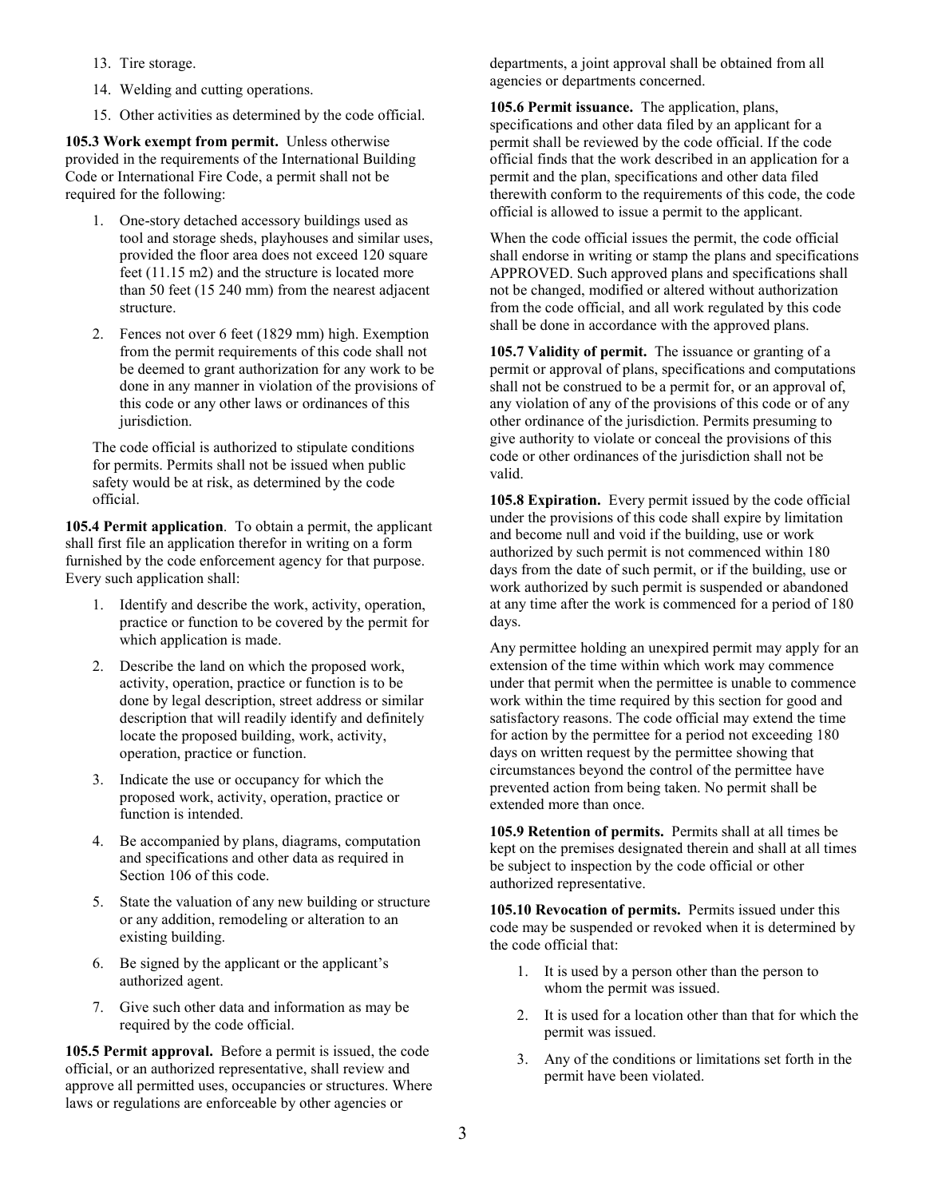13. Tire storage.
14. Welding and cutting operations.
15. Other activities as determined by the code official.

**105.3 Work exempt from permit.** Unless otherwise provided in the requirements of the International Building Code or International Fire Code, a permit shall not be required for the following:

1. One-story detached accessory buildings used as tool and storage sheds, playhouses and similar uses, provided the floor area does not exceed 120 square feet (11.15 m2) and the structure is located more than 50 feet (15 240 mm) from the nearest adjacent structure.
2. Fences not over 6 feet (1829 mm) high. Exemption from the permit requirements of this code shall not be deemed to grant authorization for any work to be done in any manner in violation of the provisions of this code or any other laws or ordinances of this jurisdiction.

The code official is authorized to stipulate conditions for permits. Permits shall not be issued when public safety would be at risk, as determined by the code official.

**105.4 Permit application**. To obtain a permit, the applicant shall first file an application therefor in writing on a form furnished by the code enforcement agency for that purpose. Every such application shall:

1. Identify and describe the work, activity, operation, practice or function to be covered by the permit for which application is made.
2. Describe the land on which the proposed work, activity, operation, practice or function is to be done by legal description, street address or similar description that will readily identify and definitely locate the proposed building, work, activity, operation, practice or function.
3. Indicate the use or occupancy for which the proposed work, activity, operation, practice or function is intended.
4. Be accompanied by plans, diagrams, computation and specifications and other data as required in Section 106 of this code.
5. State the valuation of any new building or structure or any addition, remodeling or alteration to an existing building.
6. Be signed by the applicant or the applicant's authorized agent.
7. Give such other data and information as may be required by the code official.

**105.5 Permit approval.** Before a permit is issued, the code official, or an authorized representative, shall review and approve all permitted uses, occupancies or structures. Where laws or regulations are enforceable by other agencies or departments, a joint approval shall be obtained from all agencies or departments concerned.

**105.6 Permit issuance.** The application, plans, specifications and other data filed by an applicant for a permit shall be reviewed by the code official. If the code official finds that the work described in an application for a permit and the plan, specifications and other data filed therewith conform to the requirements of this code, the code official is allowed to issue a permit to the applicant.

When the code official issues the permit, the code official shall endorse in writing or stamp the plans and specifications APPROVED. Such approved plans and specifications shall not be changed, modified or altered without authorization from the code official, and all work regulated by this code shall be done in accordance with the approved plans.

**105.7 Validity of permit.** The issuance or granting of a permit or approval of plans, specifications and computations shall not be construed to be a permit for, or an approval of, any violation of any of the provisions of this code or of any other ordinance of the jurisdiction. Permits presuming to give authority to violate or conceal the provisions of this code or other ordinances of the jurisdiction shall not be valid.

**105.8 Expiration.** Every permit issued by the code official under the provisions of this code shall expire by limitation and become null and void if the building, use or work authorized by such permit is not commenced within 180 days from the date of such permit, or if the building, use or work authorized by such permit is suspended or abandoned at any time after the work is commenced for a period of 180 days.

Any permittee holding an unexpired permit may apply for an extension of the time within which work may commence under that permit when the permittee is unable to commence work within the time required by this section for good and satisfactory reasons. The code official may extend the time for action by the permittee for a period not exceeding 180 days on written request by the permittee showing that circumstances beyond the control of the permittee have prevented action from being taken. No permit shall be extended more than once.

**105.9 Retention of permits.** Permits shall at all times be kept on the premises designated therein and shall at all times be subject to inspection by the code official or other authorized representative.

**105.10 Revocation of permits.** Permits issued under this code may be suspended or revoked when it is determined by the code official that:

1. It is used by a person other than the person to whom the permit was issued.
2. It is used for a location other than that for which the permit was issued.
3. Any of the conditions or limitations set forth in the permit have been violated.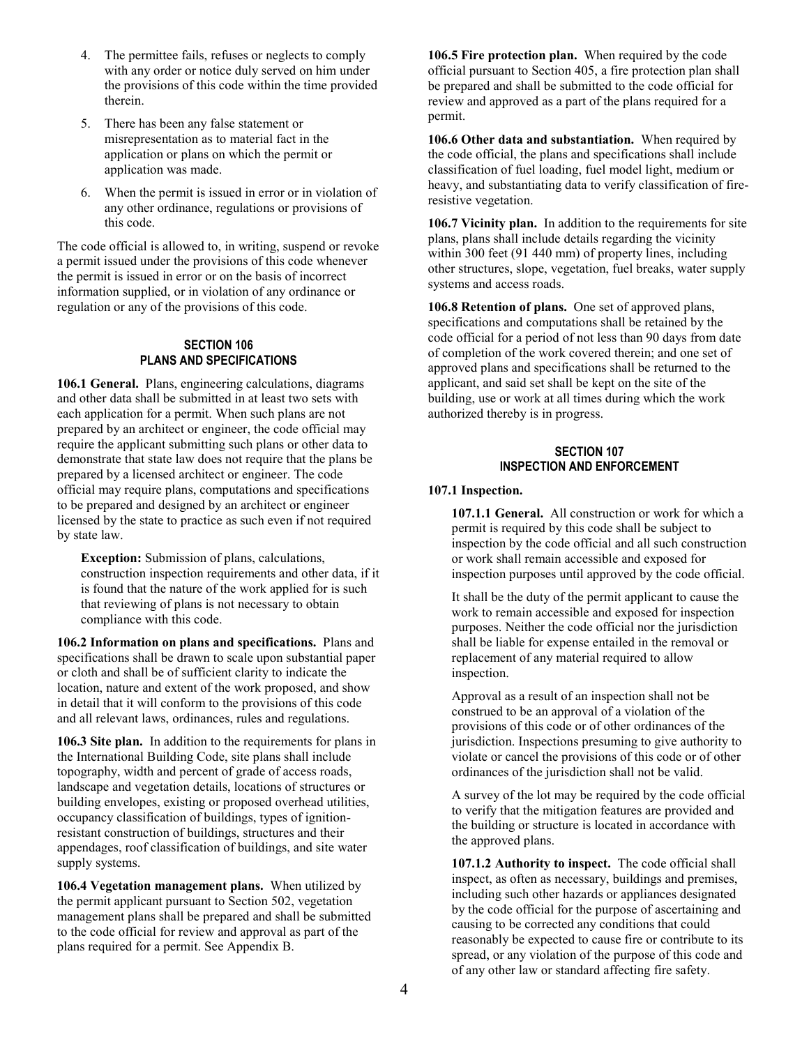4. The permittee fails, refuses or neglects to comply with any order or notice duly served on him under the provisions of this code within the time provided therein.
5. There has been any false statement or misrepresentation as to material fact in the application or plans on which the permit or application was made.
6. When the permit is issued in error or in violation of any other ordinance, regulations or provisions of this code.

The code official is allowed to, in writing, suspend or revoke a permit issued under the provisions of this code whenever the permit is issued in error or on the basis of incorrect information supplied, or in violation of any ordinance or regulation or any of the provisions of this code.

## SECTION 106
## PLANS AND SPECIFICATIONS

**106.1 General.** Plans, engineering calculations, diagrams and other data shall be submitted in at least two sets with each application for a permit. When such plans are not prepared by an architect or engineer, the code official may require the applicant submitting such plans or other data to demonstrate that state law does not require that the plans be prepared by a licensed architect or engineer. The code official may require plans, computations and specifications to be prepared and designed by an architect or engineer licensed by the state to practice as such even if not required by state law.

**Exception:** Submission of plans, calculations, construction inspection requirements and other data, if it is found that the nature of the work applied for is such that reviewing of plans is not necessary to obtain compliance with this code.

**106.2 Information on plans and specifications.** Plans and specifications shall be drawn to scale upon substantial paper or cloth and shall be of sufficient clarity to indicate the location, nature and extent of the work proposed, and show in detail that it will conform to the provisions of this code and all relevant laws, ordinances, rules and regulations.

**106.3 Site plan.** In addition to the requirements for plans in the International Building Code, site plans shall include topography, width and percent of grade of access roads, landscape and vegetation details, locations of structures or building envelopes, existing or proposed overhead utilities, occupancy classification of buildings, types of ignition-resistant construction of buildings, structures and their appendages, roof classification of buildings, and site water supply systems.

**106.4 Vegetation management plans.** When utilized by the permit applicant pursuant to Section 502, vegetation management plans shall be prepared and shall be submitted to the code official for review and approval as part of the plans required for a permit. See Appendix B.

**106.5 Fire protection plan.** When required by the code official pursuant to Section 405, a fire protection plan shall be prepared and shall be submitted to the code official for review and approved as a part of the plans required for a permit.

**106.6 Other data and substantiation.** When required by the code official, the plans and specifications shall include classification of fuel loading, fuel model light, medium or heavy, and substantiating data to verify classification of fire-resistive vegetation.

**106.7 Vicinity plan.** In addition to the requirements for site plans, plans shall include details regarding the vicinity within 300 feet (91 440 mm) of property lines, including other structures, slope, vegetation, fuel breaks, water supply systems and access roads.

**106.8 Retention of plans.** One set of approved plans, specifications and computations shall be retained by the code official for a period of not less than 90 days from date of completion of the work covered therein; and one set of approved plans and specifications shall be returned to the applicant, and said set shall be kept on the site of the building, use or work at all times during which the work authorized thereby is in progress.

## SECTION 107
## INSPECTION AND ENFORCEMENT

**107.1 Inspection.**

**107.1.1 General.** All construction or work for which a permit is required by this code shall be subject to inspection by the code official and all such construction or work shall remain accessible and exposed for inspection purposes until approved by the code official.

It shall be the duty of the permit applicant to cause the work to remain accessible and exposed for inspection purposes. Neither the code official nor the jurisdiction shall be liable for expense entailed in the removal or replacement of any material required to allow inspection.

Approval as a result of an inspection shall not be construed to be an approval of a violation of the provisions of this code or of other ordinances of the jurisdiction. Inspections presuming to give authority to violate or cancel the provisions of this code or of other ordinances of the jurisdiction shall not be valid.

A survey of the lot may be required by the code official to verify that the mitigation features are provided and the building or structure is located in accordance with the approved plans.

**107.1.2 Authority to inspect.** The code official shall inspect, as often as necessary, buildings and premises, including such other hazards or appliances designated by the code official for the purpose of ascertaining and causing to be corrected any conditions that could reasonably be expected to cause fire or contribute to its spread, or any violation of the purpose of this code and of any other law or standard affecting fire safety.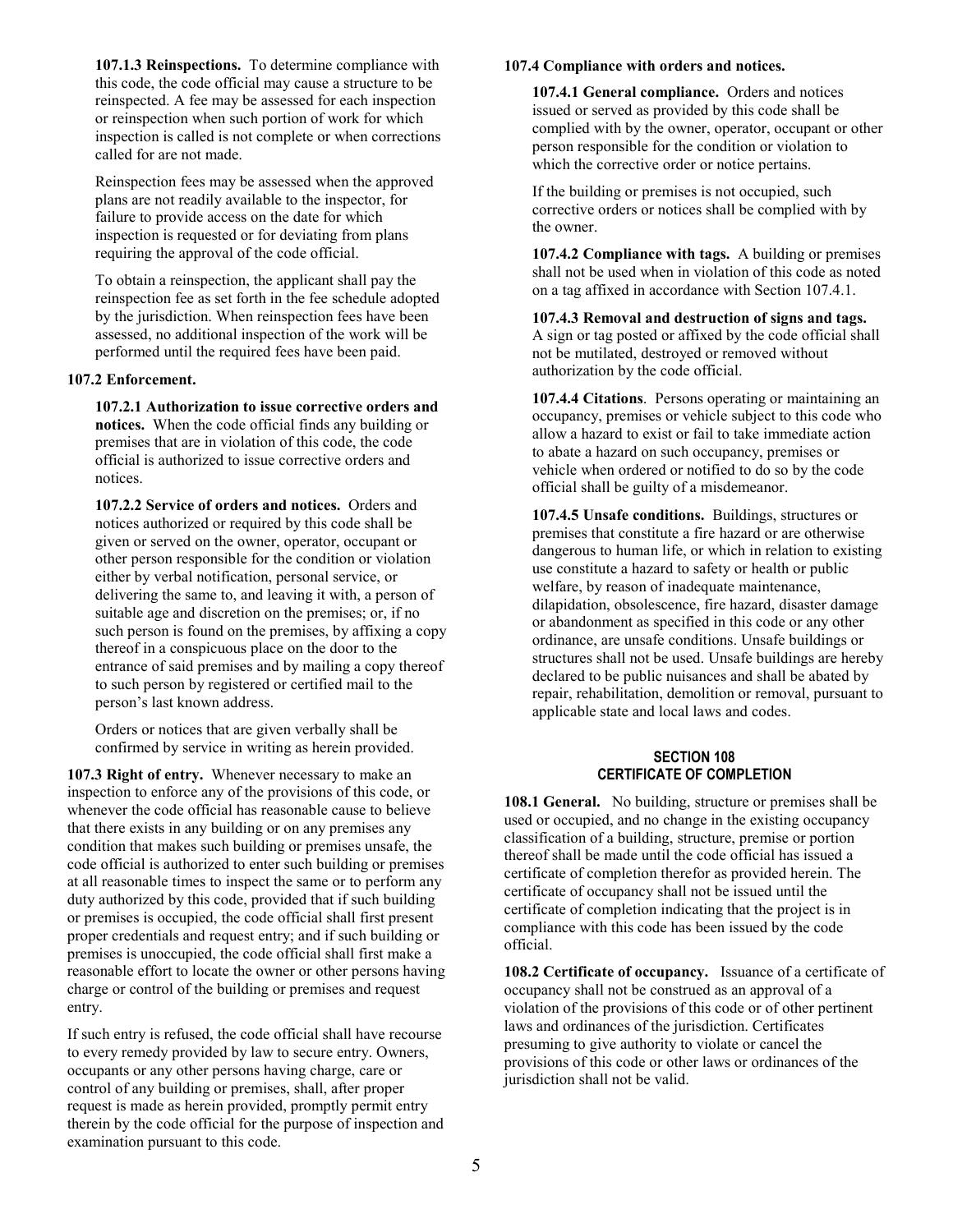**107.1.3 Reinspections.** To determine compliance with this code, the code official may cause a structure to be reinspected. A fee may be assessed for each inspection or reinspection when such portion of work for which inspection is called is not complete or when corrections called for are not made.

Reinspection fees may be assessed when the approved plans are not readily available to the inspector, for failure to provide access on the date for which inspection is requested or for deviating from plans requiring the approval of the code official.

To obtain a reinspection, the applicant shall pay the reinspection fee as set forth in the fee schedule adopted by the jurisdiction. When reinspection fees have been assessed, no additional inspection of the work will be performed until the required fees have been paid.

**107.2 Enforcement.**

**107.2.1 Authorization to issue corrective orders and notices.** When the code official finds any building or premises that are in violation of this code, the code official is authorized to issue corrective orders and notices.

**107.2.2 Service of orders and notices.** Orders and notices authorized or required by this code shall be given or served on the owner, operator, occupant or other person responsible for the condition or violation either by verbal notification, personal service, or delivering the same to, and leaving it with, a person of suitable age and discretion on the premises; or, if no such person is found on the premises, by affixing a copy thereof in a conspicuous place on the door to the entrance of said premises and by mailing a copy thereof to such person by registered or certified mail to the person's last known address.

Orders or notices that are given verbally shall be confirmed by service in writing as herein provided.

**107.3 Right of entry.** Whenever necessary to make an inspection to enforce any of the provisions of this code, or whenever the code official has reasonable cause to believe that there exists in any building or on any premises any condition that makes such building or premises unsafe, the code official is authorized to enter such building or premises at all reasonable times to inspect the same or to perform any duty authorized by this code, provided that if such building or premises is occupied, the code official shall first present proper credentials and request entry; and if such building or premises is unoccupied, the code official shall first make a reasonable effort to locate the owner or other persons having charge or control of the building or premises and request entry.

If such entry is refused, the code official shall have recourse to every remedy provided by law to secure entry. Owners, occupants or any other persons having charge, care or control of any building or premises, shall, after proper request is made as herein provided, promptly permit entry therein by the code official for the purpose of inspection and examination pursuant to this code.

**107.4 Compliance with orders and notices.**

**107.4.1 General compliance.** Orders and notices issued or served as provided by this code shall be complied with by the owner, operator, occupant or other person responsible for the condition or violation to which the corrective order or notice pertains.

If the building or premises is not occupied, such corrective orders or notices shall be complied with by the owner.

**107.4.2 Compliance with tags.** A building or premises shall not be used when in violation of this code as noted on a tag affixed in accordance with Section 107.4.1.

**107.4.3 Removal and destruction of signs and tags.** A sign or tag posted or affixed by the code official shall not be mutilated, destroyed or removed without authorization by the code official.

**107.4.4 Citations**. Persons operating or maintaining an occupancy, premises or vehicle subject to this code who allow a hazard to exist or fail to take immediate action to abate a hazard on such occupancy, premises or vehicle when ordered or notified to do so by the code official shall be guilty of a misdemeanor.

**107.4.5 Unsafe conditions.** Buildings, structures or premises that constitute a fire hazard or are otherwise dangerous to human life, or which in relation to existing use constitute a hazard to safety or health or public welfare, by reason of inadequate maintenance, dilapidation, obsolescence, fire hazard, disaster damage or abandonment as specified in this code or any other ordinance, are unsafe conditions. Unsafe buildings or structures shall not be used. Unsafe buildings are hereby declared to be public nuisances and shall be abated by repair, rehabilitation, demolition or removal, pursuant to applicable state and local laws and codes.

## SECTION 108
## CERTIFICATE OF COMPLETION

**108.1 General.** No building, structure or premises shall be used or occupied, and no change in the existing occupancy classification of a building, structure, premise or portion thereof shall be made until the code official has issued a certificate of completion therefor as provided herein. The certificate of occupancy shall not be issued until the certificate of completion indicating that the project is in compliance with this code has been issued by the code official.

**108.2 Certificate of occupancy.** Issuance of a certificate of occupancy shall not be construed as an approval of a violation of the provisions of this code or of other pertinent laws and ordinances of the jurisdiction. Certificates presuming to give authority to violate or cancel the provisions of this code or other laws or ordinances of the jurisdiction shall not be valid.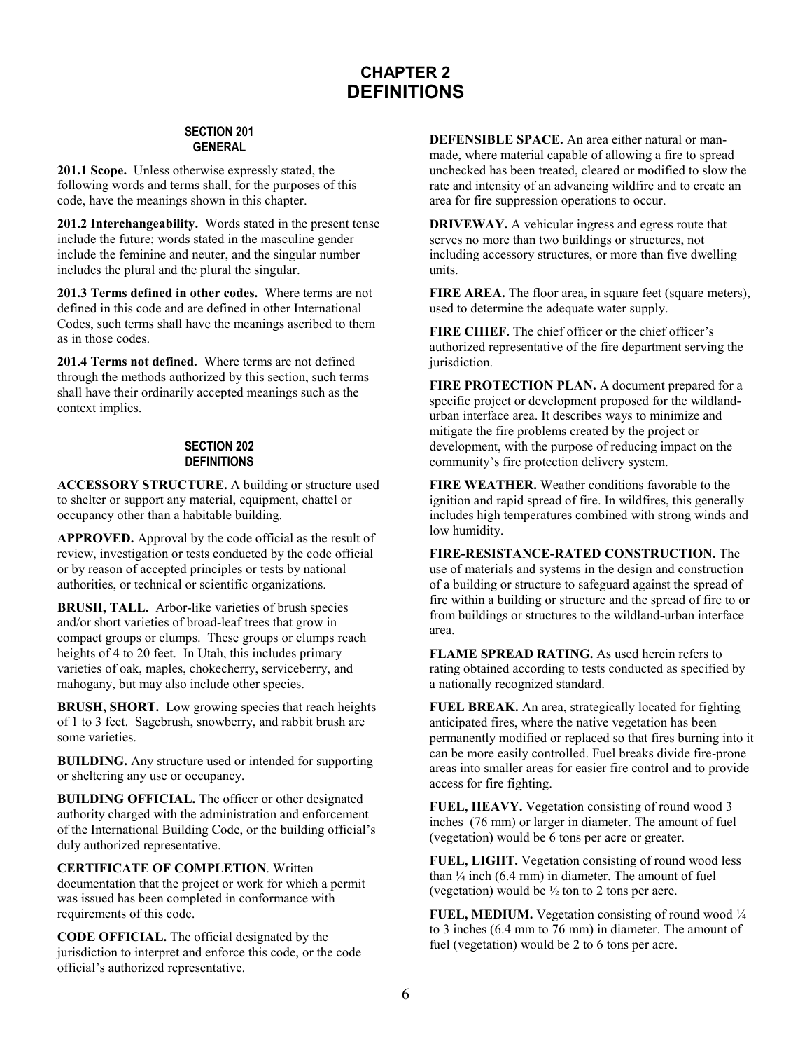# CHAPTER 2
# DEFINITIONS

## SECTION 201
## GENERAL

**201.1 Scope.** Unless otherwise expressly stated, the following words and terms shall, for the purposes of this code, have the meanings shown in this chapter.

**201.2 Interchangeability.** Words stated in the present tense include the future; words stated in the masculine gender include the feminine and neuter, and the singular number includes the plural and the plural the singular.

**201.3 Terms defined in other codes.** Where terms are not defined in this code and are defined in other International Codes, such terms shall have the meanings ascribed to them as in those codes.

**201.4 Terms not defined.** Where terms are not defined through the methods authorized by this section, such terms shall have their ordinarily accepted meanings such as the context implies.

## SECTION 202
## DEFINITIONS

**ACCESSORY STRUCTURE.** A building or structure used to shelter or support any material, equipment, chattel or occupancy other than a habitable building.

**APPROVED.** Approval by the code official as the result of review, investigation or tests conducted by the code official or by reason of accepted principles or tests by national authorities, or technical or scientific organizations.

**BRUSH, TALL.** Arbor-like varieties of brush species and/or short varieties of broad-leaf trees that grow in compact groups or clumps. These groups or clumps reach heights of 4 to 20 feet. In Utah, this includes primary varieties of oak, maples, chokecherry, serviceberry, and mahogany, but may also include other species.

**BRUSH, SHORT.** Low growing species that reach heights of 1 to 3 feet. Sagebrush, snowberry, and rabbit brush are some varieties.

**BUILDING.** Any structure used or intended for supporting or sheltering any use or occupancy.

**BUILDING OFFICIAL.** The officer or other designated authority charged with the administration and enforcement of the International Building Code, or the building official's duly authorized representative.

**CERTIFICATE OF COMPLETION**. Written documentation that the project or work for which a permit was issued has been completed in conformance with requirements of this code.

**CODE OFFICIAL.** The official designated by the jurisdiction to interpret and enforce this code, or the code official's authorized representative.

**DEFENSIBLE SPACE.** An area either natural or man-made, where material capable of allowing a fire to spread unchecked has been treated, cleared or modified to slow the rate and intensity of an advancing wildfire and to create an area for fire suppression operations to occur.

**DRIVEWAY.** A vehicular ingress and egress route that serves no more than two buildings or structures, not including accessory structures, or more than five dwelling units.

**FIRE AREA.** The floor area, in square feet (square meters), used to determine the adequate water supply.

**FIRE CHIEF.** The chief officer or the chief officer's authorized representative of the fire department serving the jurisdiction.

**FIRE PROTECTION PLAN.** A document prepared for a specific project or development proposed for the wildland-urban interface area. It describes ways to minimize and mitigate the fire problems created by the project or development, with the purpose of reducing impact on the community's fire protection delivery system.

**FIRE WEATHER.** Weather conditions favorable to the ignition and rapid spread of fire. In wildfires, this generally includes high temperatures combined with strong winds and low humidity.

**FIRE-RESISTANCE-RATED CONSTRUCTION.** The use of materials and systems in the design and construction of a building or structure to safeguard against the spread of fire within a building or structure and the spread of fire to or from buildings or structures to the wildland-urban interface area.

**FLAME SPREAD RATING.** As used herein refers to rating obtained according to tests conducted as specified by a nationally recognized standard.

**FUEL BREAK.** An area, strategically located for fighting anticipated fires, where the native vegetation has been permanently modified or replaced so that fires burning into it can be more easily controlled. Fuel breaks divide fire-prone areas into smaller areas for easier fire control and to provide access for fire fighting.

**FUEL, HEAVY.** Vegetation consisting of round wood 3 inches (76 mm) or larger in diameter. The amount of fuel (vegetation) would be 6 tons per acre or greater.

**FUEL, LIGHT.** Vegetation consisting of round wood less than ¼ inch (6.4 mm) in diameter. The amount of fuel (vegetation) would be ½ ton to 2 tons per acre.

**FUEL, MEDIUM.** Vegetation consisting of round wood ¼ to 3 inches (6.4 mm to 76 mm) in diameter. The amount of fuel (vegetation) would be 2 to 6 tons per acre.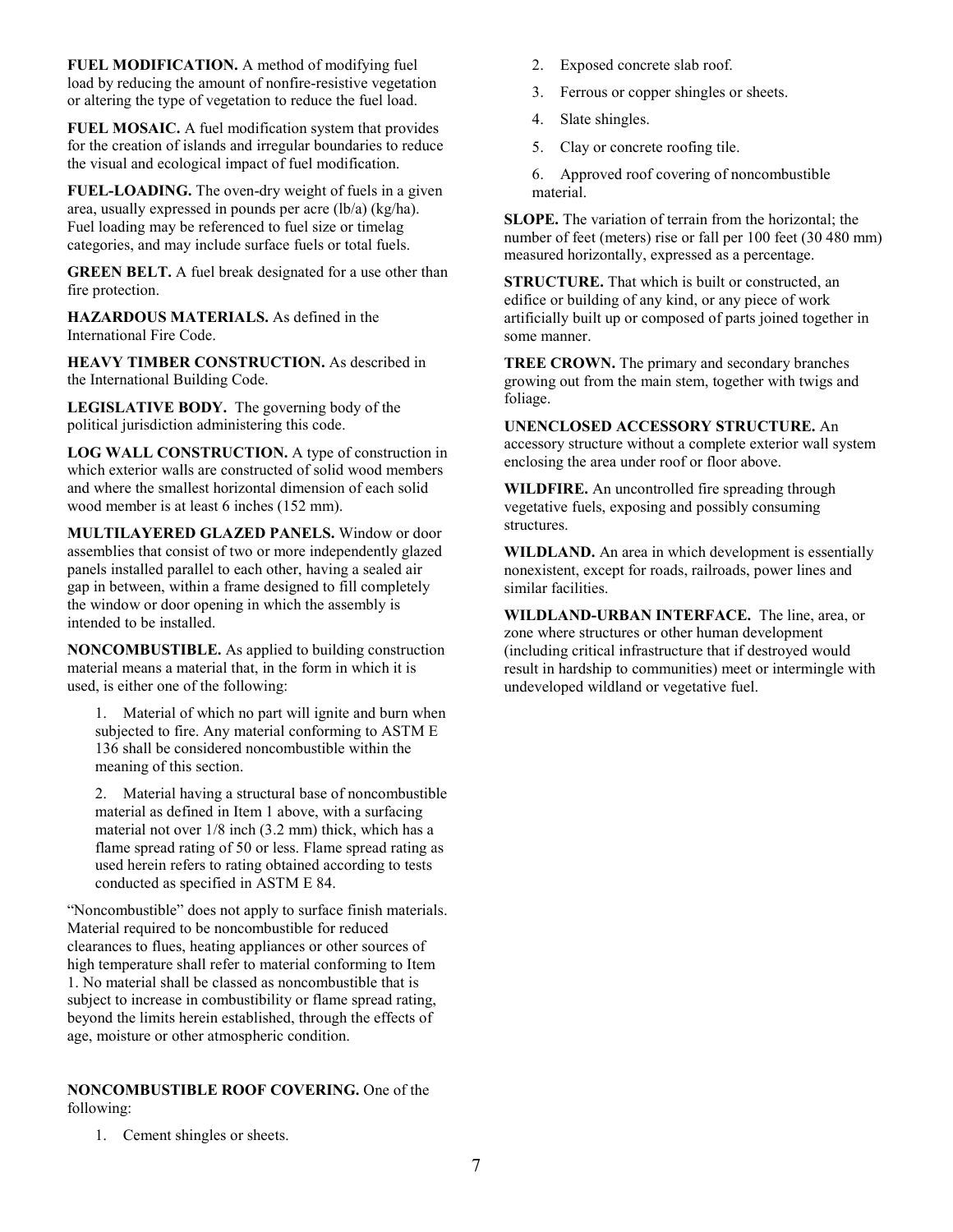**FUEL MODIFICATION.** A method of modifying fuel load by reducing the amount of nonfire-resistive vegetation or altering the type of vegetation to reduce the fuel load.

**FUEL MOSAIC.** A fuel modification system that provides for the creation of islands and irregular boundaries to reduce the visual and ecological impact of fuel modification.

**FUEL-LOADING.** The oven-dry weight of fuels in a given area, usually expressed in pounds per acre (lb/a) (kg/ha). Fuel loading may be referenced to fuel size or timelag categories, and may include surface fuels or total fuels.

**GREEN BELT.** A fuel break designated for a use other than fire protection.

**HAZARDOUS MATERIALS.** As defined in the International Fire Code.

**HEAVY TIMBER CONSTRUCTION.** As described in the International Building Code.

**LEGISLATIVE BODY.** The governing body of the political jurisdiction administering this code.

**LOG WALL CONSTRUCTION.** A type of construction in which exterior walls are constructed of solid wood members and where the smallest horizontal dimension of each solid wood member is at least 6 inches (152 mm).

**MULTILAYERED GLAZED PANELS.** Window or door assemblies that consist of two or more independently glazed panels installed parallel to each other, having a sealed air gap in between, within a frame designed to fill completely the window or door opening in which the assembly is intended to be installed.

**NONCOMBUSTIBLE.** As applied to building construction material means a material that, in the form in which it is used, is either one of the following:

1. Material of which no part will ignite and burn when subjected to fire. Any material conforming to ASTM E 136 shall be considered noncombustible within the meaning of this section.
2. Material having a structural base of noncombustible material as defined in Item 1 above, with a surfacing material not over 1/8 inch (3.2 mm) thick, which has a flame spread rating of 50 or less. Flame spread rating as used herein refers to rating obtained according to tests conducted as specified in ASTM E 84.

"Noncombustible" does not apply to surface finish materials. Material required to be noncombustible for reduced clearances to flues, heating appliances or other sources of high temperature shall refer to material conforming to Item 1. No material shall be classed as noncombustible that is subject to increase in combustibility or flame spread rating, beyond the limits herein established, through the effects of age, moisture or other atmospheric condition.

**NONCOMBUSTIBLE ROOF COVERING.** One of the following:

1. Cement shingles or sheets.
2. Exposed concrete slab roof.
3. Ferrous or copper shingles or sheets.
4. Slate shingles.
5. Clay or concrete roofing tile.
6. Approved roof covering of noncombustible material.

**SLOPE.** The variation of terrain from the horizontal; the number of feet (meters) rise or fall per 100 feet (30 480 mm) measured horizontally, expressed as a percentage.

**STRUCTURE.** That which is built or constructed, an edifice or building of any kind, or any piece of work artificially built up or composed of parts joined together in some manner.

**TREE CROWN.** The primary and secondary branches growing out from the main stem, together with twigs and foliage.

**UNENCLOSED ACCESSORY STRUCTURE.** An accessory structure without a complete exterior wall system enclosing the area under roof or floor above.

**WILDFIRE.** An uncontrolled fire spreading through vegetative fuels, exposing and possibly consuming structures.

**WILDLAND.** An area in which development is essentially nonexistent, except for roads, railroads, power lines and similar facilities.

**WILDLAND-URBAN INTERFACE.** The line, area, or zone where structures or other human development (including critical infrastructure that if destroyed would result in hardship to communities) meet or intermingle with undeveloped wildland or vegetative fuel.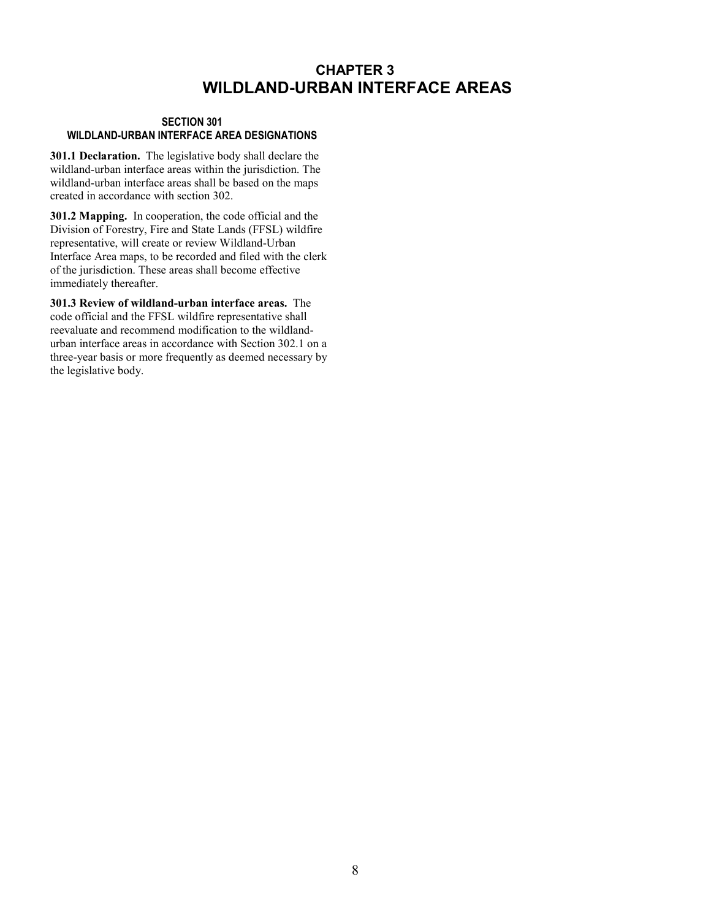# CHAPTER 3
# WILDLAND-URBAN INTERFACE AREAS

## SECTION 301
## WILDLAND-URBAN INTERFACE AREA DESIGNATIONS

**301.1 Declaration.** The legislative body shall declare the wildland-urban interface areas within the jurisdiction. The wildland-urban interface areas shall be based on the maps created in accordance with section 302.

**301.2 Mapping.** In cooperation, the code official and the Division of Forestry, Fire and State Lands (FFSL) wildfire representative, will create or review Wildland-Urban Interface Area maps, to be recorded and filed with the clerk of the jurisdiction. These areas shall become effective immediately thereafter.

**301.3 Review of wildland-urban interface areas.** The code official and the FFSL wildfire representative shall reevaluate and recommend modification to the wildland-urban interface areas in accordance with Section 302.1 on a three-year basis or more frequently as deemed necessary by the legislative body.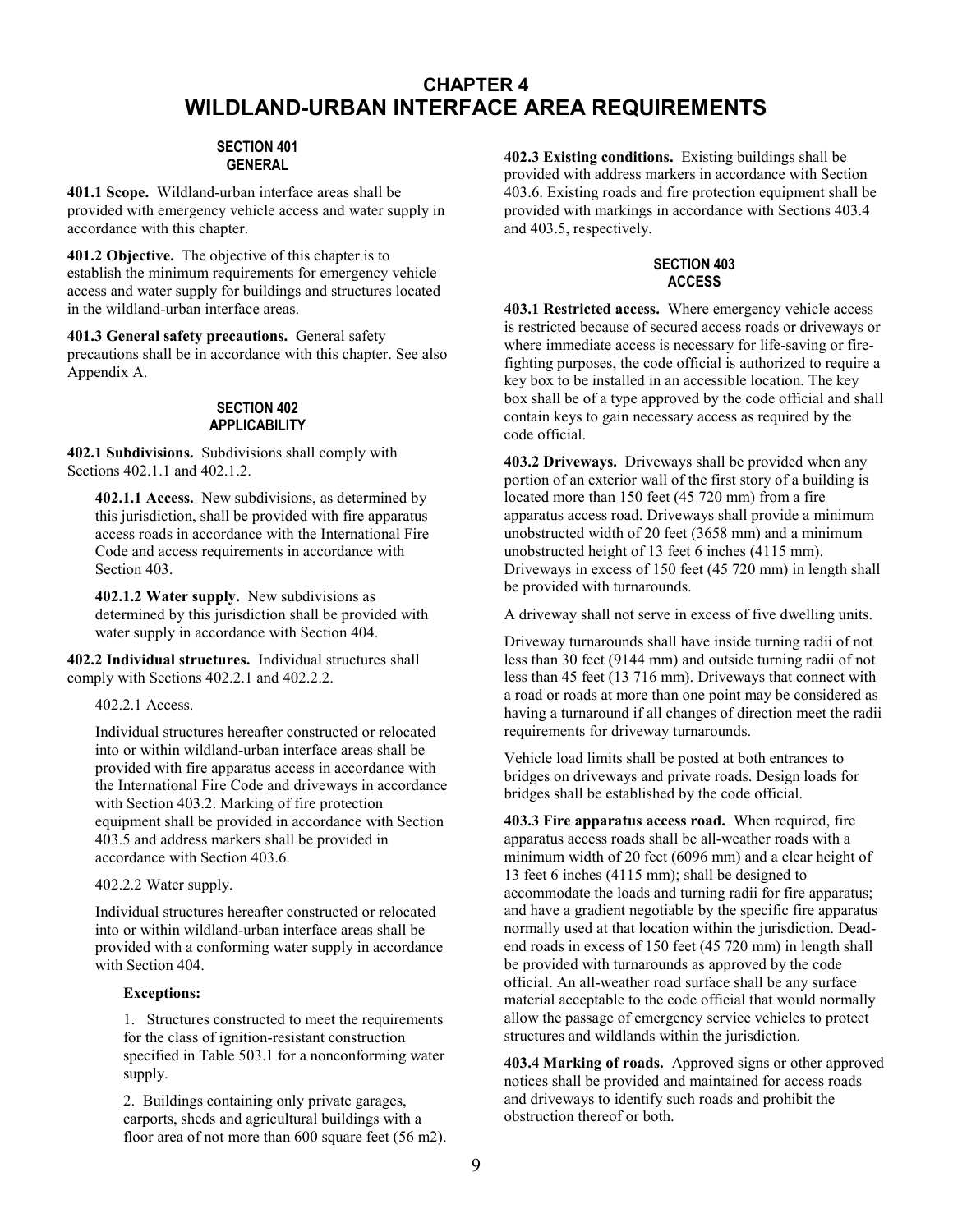# CHAPTER 4
# WILDLAND-URBAN INTERFACE AREA REQUIREMENTS

## SECTION 401
## GENERAL

**401.1 Scope.** Wildland-urban interface areas shall be provided with emergency vehicle access and water supply in accordance with this chapter.

**401.2 Objective.** The objective of this chapter is to establish the minimum requirements for emergency vehicle access and water supply for buildings and structures located in the wildland-urban interface areas.

**401.3 General safety precautions.** General safety precautions shall be in accordance with this chapter. See also Appendix A.

## SECTION 402
## APPLICABILITY

**402.1 Subdivisions.** Subdivisions shall comply with Sections 402.1.1 and 402.1.2.

**402.1.1 Access.** New subdivisions, as determined by this jurisdiction, shall be provided with fire apparatus access roads in accordance with the International Fire Code and access requirements in accordance with Section 403.

**402.1.2 Water supply.** New subdivisions as determined by this jurisdiction shall be provided with water supply in accordance with Section 404.

**402.2 Individual structures.** Individual structures shall comply with Sections 402.2.1 and 402.2.2.

402.2.1 Access.

Individual structures hereafter constructed or relocated into or within wildland-urban interface areas shall be provided with fire apparatus access in accordance with the International Fire Code and driveways in accordance with Section 403.2. Marking of fire protection equipment shall be provided in accordance with Section 403.5 and address markers shall be provided in accordance with Section 403.6.

402.2.2 Water supply.

Individual structures hereafter constructed or relocated into or within wildland-urban interface areas shall be provided with a conforming water supply in accordance with Section 404.

**Exceptions:**

1. Structures constructed to meet the requirements for the class of ignition-resistant construction specified in Table 503.1 for a nonconforming water supply.

2. Buildings containing only private garages, carports, sheds and agricultural buildings with a floor area of not more than 600 square feet (56 m2).

**402.3 Existing conditions.** Existing buildings shall be provided with address markers in accordance with Section 403.6. Existing roads and fire protection equipment shall be provided with markings in accordance with Sections 403.4 and 403.5, respectively.

## SECTION 403
## ACCESS

**403.1 Restricted access.** Where emergency vehicle access is restricted because of secured access roads or driveways or where immediate access is necessary for life-saving or fire-fighting purposes, the code official is authorized to require a key box to be installed in an accessible location. The key box shall be of a type approved by the code official and shall contain keys to gain necessary access as required by the code official.

**403.2 Driveways.** Driveways shall be provided when any portion of an exterior wall of the first story of a building is located more than 150 feet (45 720 mm) from a fire apparatus access road. Driveways shall provide a minimum unobstructed width of 20 feet (3658 mm) and a minimum unobstructed height of 13 feet 6 inches (4115 mm). Driveways in excess of 150 feet (45 720 mm) in length shall be provided with turnarounds.

A driveway shall not serve in excess of five dwelling units.

Driveway turnarounds shall have inside turning radii of not less than 30 feet (9144 mm) and outside turning radii of not less than 45 feet (13 716 mm). Driveways that connect with a road or roads at more than one point may be considered as having a turnaround if all changes of direction meet the radii requirements for driveway turnarounds.

Vehicle load limits shall be posted at both entrances to bridges on driveways and private roads. Design loads for bridges shall be established by the code official.

**403.3 Fire apparatus access road.** When required, fire apparatus access roads shall be all-weather roads with a minimum width of 20 feet (6096 mm) and a clear height of 13 feet 6 inches (4115 mm); shall be designed to accommodate the loads and turning radii for fire apparatus; and have a gradient negotiable by the specific fire apparatus normally used at that location within the jurisdiction. Dead-end roads in excess of 150 feet (45 720 mm) in length shall be provided with turnarounds as approved by the code official. An all-weather road surface shall be any surface material acceptable to the code official that would normally allow the passage of emergency service vehicles to protect structures and wildlands within the jurisdiction.

**403.4 Marking of roads.** Approved signs or other approved notices shall be provided and maintained for access roads and driveways to identify such roads and prohibit the obstruction thereof or both.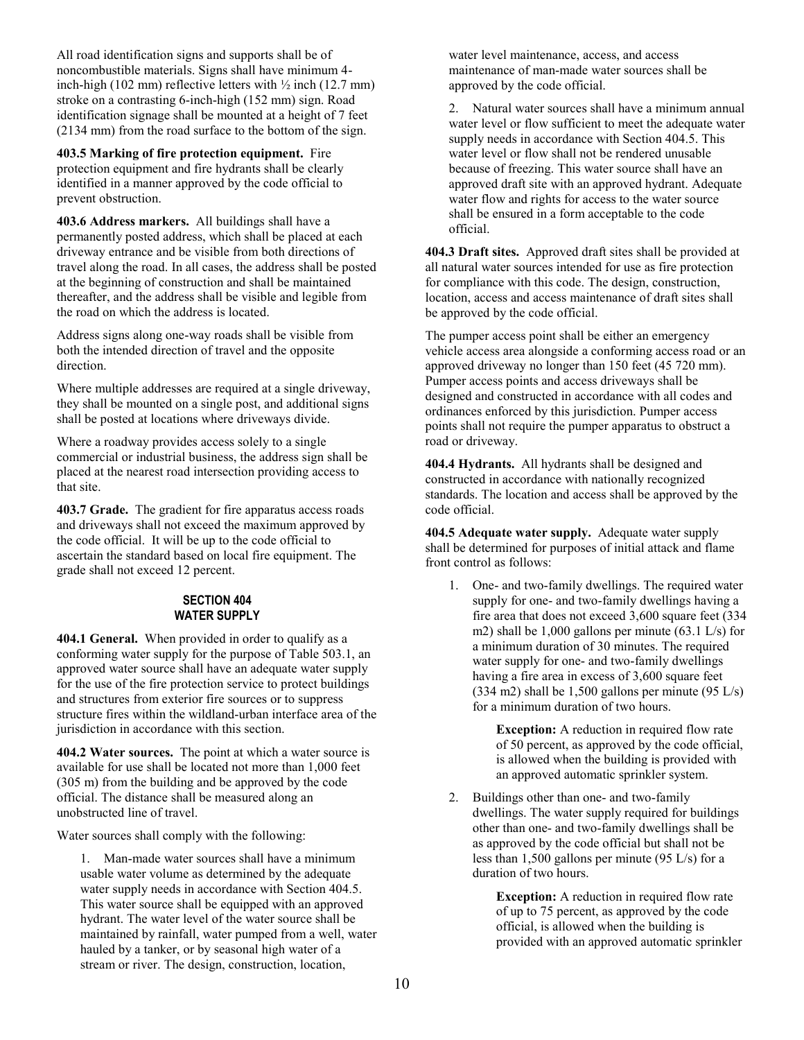All road identification signs and supports shall be of noncombustible materials. Signs shall have minimum 4-inch-high (102 mm) reflective letters with ½ inch (12.7 mm) stroke on a contrasting 6-inch-high (152 mm) sign. Road identification signage shall be mounted at a height of 7 feet (2134 mm) from the road surface to the bottom of the sign.

**403.5 Marking of fire protection equipment.** Fire protection equipment and fire hydrants shall be clearly identified in a manner approved by the code official to prevent obstruction.

**403.6 Address markers.** All buildings shall have a permanently posted address, which shall be placed at each driveway entrance and be visible from both directions of travel along the road. In all cases, the address shall be posted at the beginning of construction and shall be maintained thereafter, and the address shall be visible and legible from the road on which the address is located.

Address signs along one-way roads shall be visible from both the intended direction of travel and the opposite direction.

Where multiple addresses are required at a single driveway, they shall be mounted on a single post, and additional signs shall be posted at locations where driveways divide.

Where a roadway provides access solely to a single commercial or industrial business, the address sign shall be placed at the nearest road intersection providing access to that site.

**403.7 Grade.** The gradient for fire apparatus access roads and driveways shall not exceed the maximum approved by the code official. It will be up to the code official to ascertain the standard based on local fire equipment. The grade shall not exceed 12 percent.

## SECTION 404
## WATER SUPPLY

**404.1 General.** When provided in order to qualify as a conforming water supply for the purpose of Table 503.1, an approved water source shall have an adequate water supply for the use of the fire protection service to protect buildings and structures from exterior fire sources or to suppress structure fires within the wildland-urban interface area of the jurisdiction in accordance with this section.

**404.2 Water sources.** The point at which a water source is available for use shall be located not more than 1,000 feet (305 m) from the building and be approved by the code official. The distance shall be measured along an unobstructed line of travel.

Water sources shall comply with the following:

1. Man-made water sources shall have a minimum usable water volume as determined by the adequate water supply needs in accordance with Section 404.5. This water source shall be equipped with an approved hydrant. The water level of the water source shall be maintained by rainfall, water pumped from a well, water hauled by a tanker, or by seasonal high water of a stream or river. The design, construction, location, water level maintenance, access, and access maintenance of man-made water sources shall be approved by the code official.

2. Natural water sources shall have a minimum annual water level or flow sufficient to meet the adequate water supply needs in accordance with Section 404.5. This water level or flow shall not be rendered unusable because of freezing. This water source shall have an approved draft site with an approved hydrant. Adequate water flow and rights for access to the water source shall be ensured in a form acceptable to the code official.

**404.3 Draft sites.** Approved draft sites shall be provided at all natural water sources intended for use as fire protection for compliance with this code. The design, construction, location, access and access maintenance of draft sites shall be approved by the code official.

The pumper access point shall be either an emergency vehicle access area alongside a conforming access road or an approved driveway no longer than 150 feet (45 720 mm). Pumper access points and access driveways shall be designed and constructed in accordance with all codes and ordinances enforced by this jurisdiction. Pumper access points shall not require the pumper apparatus to obstruct a road or driveway.

**404.4 Hydrants.** All hydrants shall be designed and constructed in accordance with nationally recognized standards. The location and access shall be approved by the code official.

**404.5 Adequate water supply.** Adequate water supply shall be determined for purposes of initial attack and flame front control as follows:

1. One- and two-family dwellings. The required water supply for one- and two-family dwellings having a fire area that does not exceed 3,600 square feet (334 m2) shall be 1,000 gallons per minute (63.1 L/s) for a minimum duration of 30 minutes. The required water supply for one- and two-family dwellings having a fire area in excess of 3,600 square feet (334 m2) shall be 1,500 gallons per minute (95 L/s) for a minimum duration of two hours.

   **Exception:** A reduction in required flow rate of 50 percent, as approved by the code official, is allowed when the building is provided with an approved automatic sprinkler system.

2. Buildings other than one- and two-family dwellings. The water supply required for buildings other than one- and two-family dwellings shall be as approved by the code official but shall not be less than 1,500 gallons per minute (95 L/s) for a duration of two hours.

   **Exception:** A reduction in required flow rate of up to 75 percent, as approved by the code official, is allowed when the building is provided with an approved automatic sprinkler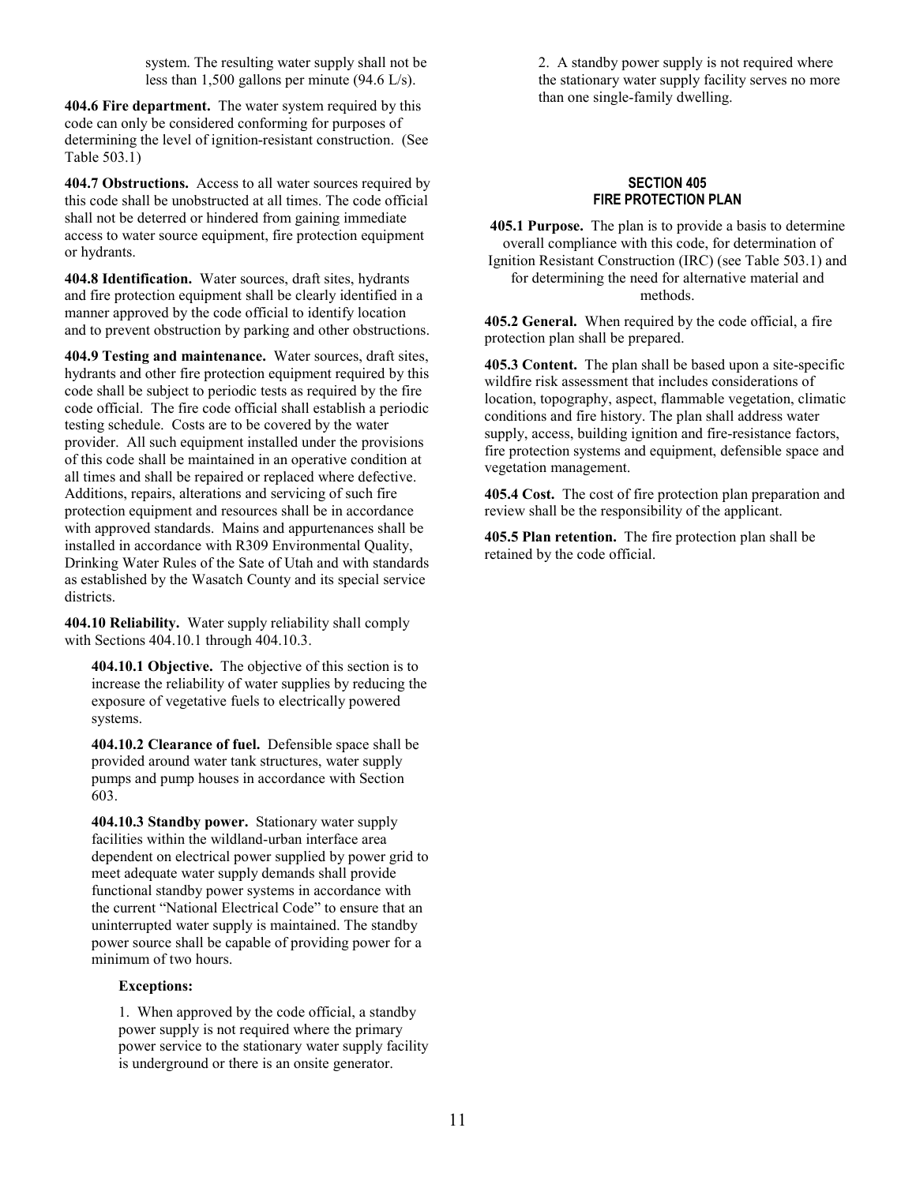system. The resulting water supply shall not be less than 1,500 gallons per minute (94.6 L/s).

**404.6 Fire department.** The water system required by this code can only be considered conforming for purposes of determining the level of ignition-resistant construction. (See Table 503.1)

**404.7 Obstructions.** Access to all water sources required by this code shall be unobstructed at all times. The code official shall not be deterred or hindered from gaining immediate access to water source equipment, fire protection equipment or hydrants.

**404.8 Identification.** Water sources, draft sites, hydrants and fire protection equipment shall be clearly identified in a manner approved by the code official to identify location and to prevent obstruction by parking and other obstructions.

**404.9 Testing and maintenance.** Water sources, draft sites, hydrants and other fire protection equipment required by this code shall be subject to periodic tests as required by the fire code official. The fire code official shall establish a periodic testing schedule. Costs are to be covered by the water provider. All such equipment installed under the provisions of this code shall be maintained in an operative condition at all times and shall be repaired or replaced where defective. Additions, repairs, alterations and servicing of such fire protection equipment and resources shall be in accordance with approved standards. Mains and appurtenances shall be installed in accordance with R309 Environmental Quality, Drinking Water Rules of the Sate of Utah and with standards as established by the Wasatch County and its special service districts.

**404.10 Reliability.** Water supply reliability shall comply with Sections 404.10.1 through 404.10.3.

**404.10.1 Objective.** The objective of this section is to increase the reliability of water supplies by reducing the exposure of vegetative fuels to electrically powered systems.

**404.10.2 Clearance of fuel.** Defensible space shall be provided around water tank structures, water supply pumps and pump houses in accordance with Section 603.

**404.10.3 Standby power.** Stationary water supply facilities within the wildland-urban interface area dependent on electrical power supplied by power grid to meet adequate water supply demands shall provide functional standby power systems in accordance with the current "National Electrical Code" to ensure that an uninterrupted water supply is maintained. The standby power source shall be capable of providing power for a minimum of two hours.

**Exceptions:**

1. When approved by the code official, a standby power supply is not required where the primary power service to the stationary water supply facility is underground or there is an onsite generator.

2. A standby power supply is not required where the stationary water supply facility serves no more than one single-family dwelling.

## SECTION 405
## FIRE PROTECTION PLAN

**405.1 Purpose.** The plan is to provide a basis to determine overall compliance with this code, for determination of Ignition Resistant Construction (IRC) (see Table 503.1) and for determining the need for alternative material and methods.

**405.2 General.** When required by the code official, a fire protection plan shall be prepared.

**405.3 Content.** The plan shall be based upon a site-specific wildfire risk assessment that includes considerations of location, topography, aspect, flammable vegetation, climatic conditions and fire history. The plan shall address water supply, access, building ignition and fire-resistance factors, fire protection systems and equipment, defensible space and vegetation management.

**405.4 Cost.** The cost of fire protection plan preparation and review shall be the responsibility of the applicant.

**405.5 Plan retention.** The fire protection plan shall be retained by the code official.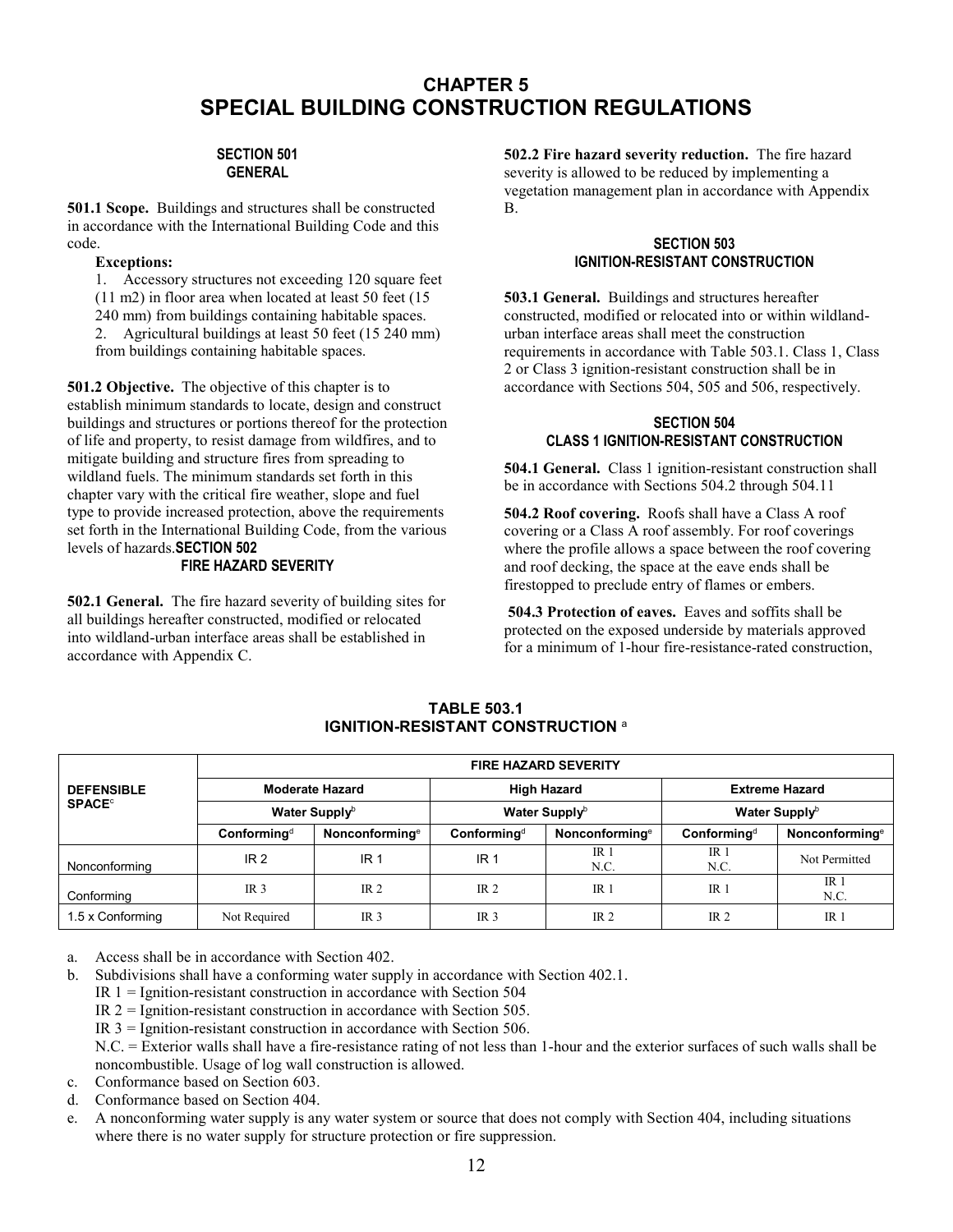// CHAPTER 5
# SPECIAL BUILDING CONSTRUCTION REGULATIONS

## SECTION 501 GENERAL

**501.1 Scope.** Buildings and structures shall be constructed in accordance with the International Building Code and this code.

**Exceptions:**

1. Accessory structures not exceeding 120 square feet (11 m2) in floor area when located at least 50 feet (15 240 mm) from buildings containing habitable spaces.
2. Agricultural buildings at least 50 feet (15 240 mm) from buildings containing habitable spaces.

**501.2 Objective.** The objective of this chapter is to establish minimum standards to locate, design and construct buildings and structures or portions thereof for the protection of life and property, to resist damage from wildfires, and to mitigate building and structure fires from spreading to wildland fuels. The minimum standards set forth in this chapter vary with the critical fire weather, slope and fuel type to provide increased protection, above the requirements set forth in the International Building Code, from the various levels of hazards.

## SECTION 502 FIRE HAZARD SEVERITY

**502.1 General.** The fire hazard severity of building sites for all buildings hereafter constructed, modified or relocated into wildland-urban interface areas shall be established in accordance with Appendix C.

**502.2 Fire hazard severity reduction.** The fire hazard severity is allowed to be reduced by implementing a vegetation management plan in accordance with Appendix B.

## SECTION 503 IGNITION-RESISTANT CONSTRUCTION

**503.1 General.** Buildings and structures hereafter constructed, modified or relocated into or within wildland-urban interface areas shall meet the construction requirements in accordance with Table 503.1. Class 1, Class 2 or Class 3 ignition-resistant construction shall be in accordance with Sections 504, 505 and 506, respectively.

## SECTION 504 CLASS 1 IGNITION-RESISTANT CONSTRUCTION

**504.1 General.** Class 1 ignition-resistant construction shall be in accordance with Sections 504.2 through 504.11

**504.2 Roof covering.** Roofs shall have a Class A roof covering or a Class A roof assembly. For roof coverings where the profile allows a space between the roof covering and roof decking, the space at the eave ends shall be firestopped to preclude entry of flames or embers.

**504.3 Protection of eaves.** Eaves and soffits shall be protected on the exposed underside by materials approved for a minimum of 1-hour fire-resistance-rated construction,

**TABLE 503.1**
**IGNITION-RESISTANT CONSTRUCTION** [a]

| DEFENSIBLE SPACE[c] | FIRE HAZARD SEVERITY | | | | | |
|---|---|---|---|---|---|---|
| | Moderate Hazard | | High Hazard | | Extreme Hazard | |
| | Water Supply[b] | | Water Supply[b] | | Water Supply[b] | |
| | Conforming[d] | Nonconforming[e] | Conforming[d] | Nonconforming[e] | Conforming[d] | Nonconforming[e] |
| Nonconforming | IR 2 | IR 1 | IR 1 | IR 1 N.C. | IR 1 N.C. | Not Permitted |
| Conforming | IR 3 | IR 2 | IR 2 | IR 1 | IR 1 | IR 1 N.C. |
| 1.5 x Conforming | Not Required | IR 3 | IR 3 | IR 2 | IR 2 | IR 1 |

a. Access shall be in accordance with Section 402.

b. Subdivisions shall have a conforming water supply in accordance with Section 402.1.
IR 1 = Ignition-resistant construction in accordance with Section 504
IR 2 = Ignition-resistant construction in accordance with Section 505.
IR 3 = Ignition-resistant construction in accordance with Section 506.
N.C. = Exterior walls shall have a fire-resistance rating of not less than 1-hour and the exterior surfaces of such walls shall be noncombustible. Usage of log wall construction is allowed.

c. Conformance based on Section 603.

d. Conformance based on Section 404.

e. A nonconforming water supply is any water system or source that does not comply with Section 404, including situations where there is no water supply for structure protection or fire suppression.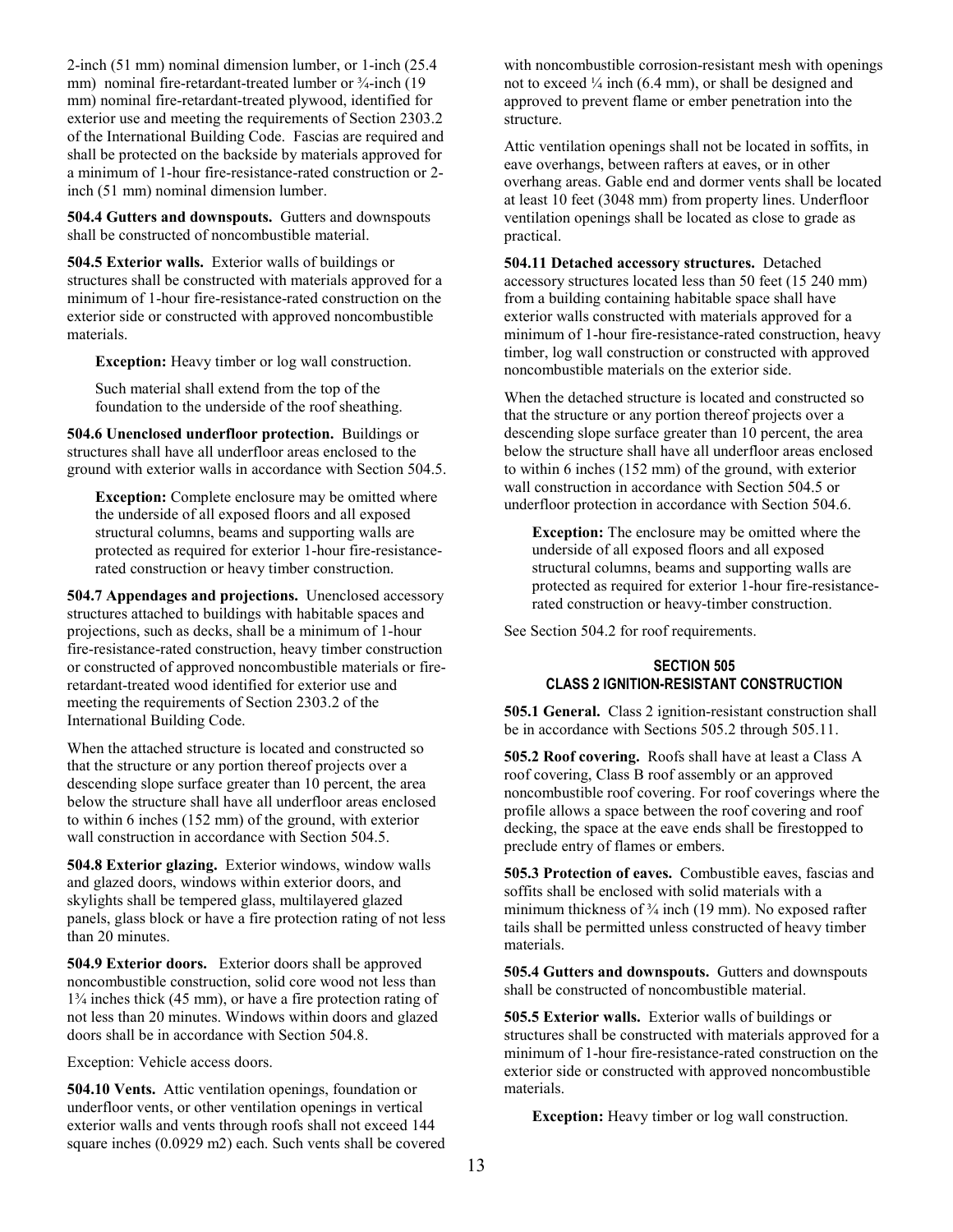2-inch (51 mm) nominal dimension lumber, or 1-inch (25.4 mm) nominal fire-retardant-treated lumber or ¾-inch (19 mm) nominal fire-retardant-treated plywood, identified for exterior use and meeting the requirements of Section 2303.2 of the International Building Code. Fascias are required and shall be protected on the backside by materials approved for a minimum of 1-hour fire-resistance-rated construction or 2-inch (51 mm) nominal dimension lumber.

**504.4 Gutters and downspouts.** Gutters and downspouts shall be constructed of noncombustible material.

**504.5 Exterior walls.** Exterior walls of buildings or structures shall be constructed with materials approved for a minimum of 1-hour fire-resistance-rated construction on the exterior side or constructed with approved noncombustible materials.

> **Exception:** Heavy timber or log wall construction.
>
> Such material shall extend from the top of the foundation to the underside of the roof sheathing.

**504.6 Unenclosed underfloor protection.** Buildings or structures shall have all underfloor areas enclosed to the ground with exterior walls in accordance with Section 504.5.

> **Exception:** Complete enclosure may be omitted where the underside of all exposed floors and all exposed structural columns, beams and supporting walls are protected as required for exterior 1-hour fire-resistance-rated construction or heavy timber construction.

**504.7 Appendages and projections.** Unenclosed accessory structures attached to buildings with habitable spaces and projections, such as decks, shall be a minimum of 1-hour fire-resistance-rated construction, heavy timber construction or constructed of approved noncombustible materials or fire-retardant-treated wood identified for exterior use and meeting the requirements of Section 2303.2 of the International Building Code.

When the attached structure is located and constructed so that the structure or any portion thereof projects over a descending slope surface greater than 10 percent, the area below the structure shall have all underfloor areas enclosed to within 6 inches (152 mm) of the ground, with exterior wall construction in accordance with Section 504.5.

**504.8 Exterior glazing.** Exterior windows, window walls and glazed doors, windows within exterior doors, and skylights shall be tempered glass, multilayered glazed panels, glass block or have a fire protection rating of not less than 20 minutes.

**504.9 Exterior doors.** Exterior doors shall be approved noncombustible construction, solid core wood not less than 1¾ inches thick (45 mm), or have a fire protection rating of not less than 20 minutes. Windows within doors and glazed doors shall be in accordance with Section 504.8.

Exception: Vehicle access doors.

**504.10 Vents.** Attic ventilation openings, foundation or underfloor vents, or other ventilation openings in vertical exterior walls and vents through roofs shall not exceed 144 square inches (0.0929 m2) each. Such vents shall be covered with noncombustible corrosion-resistant mesh with openings not to exceed ¼ inch (6.4 mm), or shall be designed and approved to prevent flame or ember penetration into the structure.

Attic ventilation openings shall not be located in soffits, in eave overhangs, between rafters at eaves, or in other overhang areas. Gable end and dormer vents shall be located at least 10 feet (3048 mm) from property lines. Underfloor ventilation openings shall be located as close to grade as practical.

**504.11 Detached accessory structures.** Detached accessory structures located less than 50 feet (15 240 mm) from a building containing habitable space shall have exterior walls constructed with materials approved for a minimum of 1-hour fire-resistance-rated construction, heavy timber, log wall construction or constructed with approved noncombustible materials on the exterior side.

When the detached structure is located and constructed so that the structure or any portion thereof projects over a descending slope surface greater than 10 percent, the area below the structure shall have all underfloor areas enclosed to within 6 inches (152 mm) of the ground, with exterior wall construction in accordance with Section 504.5 or underfloor protection in accordance with Section 504.6.

> **Exception:** The enclosure may be omitted where the underside of all exposed floors and all exposed structural columns, beams and supporting walls are protected as required for exterior 1-hour fire-resistance-rated construction or heavy-timber construction.

See Section 504.2 for roof requirements.

## SECTION 505
## CLASS 2 IGNITION-RESISTANT CONSTRUCTION

**505.1 General.** Class 2 ignition-resistant construction shall be in accordance with Sections 505.2 through 505.11.

**505.2 Roof covering.** Roofs shall have at least a Class A roof covering, Class B roof assembly or an approved noncombustible roof covering. For roof coverings where the profile allows a space between the roof covering and roof decking, the space at the eave ends shall be firestopped to preclude entry of flames or embers.

**505.3 Protection of eaves.** Combustible eaves, fascias and soffits shall be enclosed with solid materials with a minimum thickness of ¾ inch (19 mm). No exposed rafter tails shall be permitted unless constructed of heavy timber materials.

**505.4 Gutters and downspouts.** Gutters and downspouts shall be constructed of noncombustible material.

**505.5 Exterior walls.** Exterior walls of buildings or structures shall be constructed with materials approved for a minimum of 1-hour fire-resistance-rated construction on the exterior side or constructed with approved noncombustible materials.

> **Exception:** Heavy timber or log wall construction.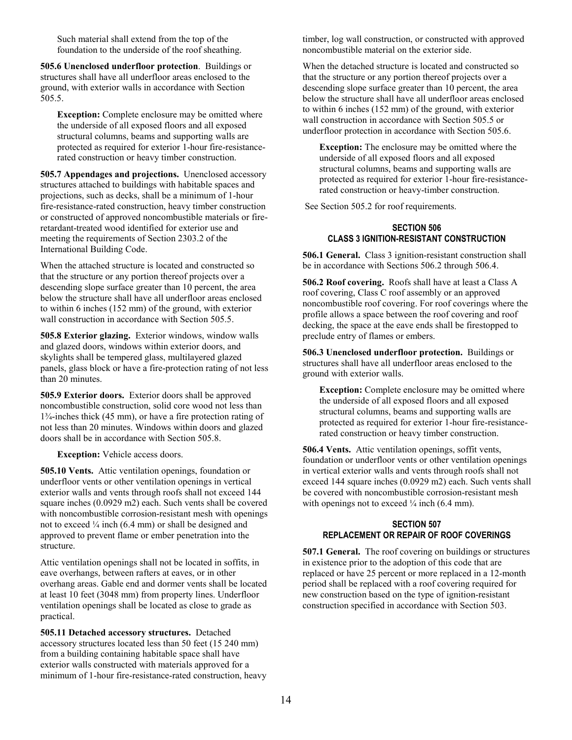Such material shall extend from the top of the foundation to the underside of the roof sheathing.

**505.6 Unenclosed underfloor protection**. Buildings or structures shall have all underfloor areas enclosed to the ground, with exterior walls in accordance with Section 505.5.

> **Exception:** Complete enclosure may be omitted where the underside of all exposed floors and all exposed structural columns, beams and supporting walls are protected as required for exterior 1-hour fire-resistance-rated construction or heavy timber construction.

**505.7 Appendages and projections.** Unenclosed accessory structures attached to buildings with habitable spaces and projections, such as decks, shall be a minimum of 1-hour fire-resistance-rated construction, heavy timber construction or constructed of approved noncombustible materials or fire-retardant-treated wood identified for exterior use and meeting the requirements of Section 2303.2 of the International Building Code.

When the attached structure is located and constructed so that the structure or any portion thereof projects over a descending slope surface greater than 10 percent, the area below the structure shall have all underfloor areas enclosed to within 6 inches (152 mm) of the ground, with exterior wall construction in accordance with Section 505.5.

**505.8 Exterior glazing.** Exterior windows, window walls and glazed doors, windows within exterior doors, and skylights shall be tempered glass, multilayered glazed panels, glass block or have a fire-protection rating of not less than 20 minutes.

**505.9 Exterior doors.** Exterior doors shall be approved noncombustible construction, solid core wood not less than 1¾-inches thick (45 mm), or have a fire protection rating of not less than 20 minutes. Windows within doors and glazed doors shall be in accordance with Section 505.8.

> **Exception:** Vehicle access doors.

**505.10 Vents.** Attic ventilation openings, foundation or underfloor vents or other ventilation openings in vertical exterior walls and vents through roofs shall not exceed 144 square inches (0.0929 m2) each. Such vents shall be covered with noncombustible corrosion-resistant mesh with openings not to exceed ¼ inch (6.4 mm) or shall be designed and approved to prevent flame or ember penetration into the structure.

Attic ventilation openings shall not be located in soffits, in eave overhangs, between rafters at eaves, or in other overhang areas. Gable end and dormer vents shall be located at least 10 feet (3048 mm) from property lines. Underfloor ventilation openings shall be located as close to grade as practical.

**505.11 Detached accessory structures.** Detached accessory structures located less than 50 feet (15 240 mm) from a building containing habitable space shall have exterior walls constructed with materials approved for a minimum of 1-hour fire-resistance-rated construction, heavy timber, log wall construction, or constructed with approved noncombustible material on the exterior side.

When the detached structure is located and constructed so that the structure or any portion thereof projects over a descending slope surface greater than 10 percent, the area below the structure shall have all underfloor areas enclosed to within 6 inches (152 mm) of the ground, with exterior wall construction in accordance with Section 505.5 or underfloor protection in accordance with Section 505.6.

> **Exception:** The enclosure may be omitted where the underside of all exposed floors and all exposed structural columns, beams and supporting walls are protected as required for exterior 1-hour fire-resistance-rated construction or heavy-timber construction.

See Section 505.2 for roof requirements.

## SECTION 506
## CLASS 3 IGNITION-RESISTANT CONSTRUCTION

**506.1 General.** Class 3 ignition-resistant construction shall be in accordance with Sections 506.2 through 506.4.

**506.2 Roof covering.** Roofs shall have at least a Class A roof covering, Class C roof assembly or an approved noncombustible roof covering. For roof coverings where the profile allows a space between the roof covering and roof decking, the space at the eave ends shall be firestopped to preclude entry of flames or embers.

**506.3 Unenclosed underfloor protection.** Buildings or structures shall have all underfloor areas enclosed to the ground with exterior walls.

> **Exception:** Complete enclosure may be omitted where the underside of all exposed floors and all exposed structural columns, beams and supporting walls are protected as required for exterior 1-hour fire-resistance-rated construction or heavy timber construction.

**506.4 Vents.** Attic ventilation openings, soffit vents, foundation or underfloor vents or other ventilation openings in vertical exterior walls and vents through roofs shall not exceed 144 square inches (0.0929 m2) each. Such vents shall be covered with noncombustible corrosion-resistant mesh with openings not to exceed ¼ inch (6.4 mm).

## SECTION 507
## REPLACEMENT OR REPAIR OF ROOF COVERINGS

**507.1 General.** The roof covering on buildings or structures in existence prior to the adoption of this code that are replaced or have 25 percent or more replaced in a 12-month period shall be replaced with a roof covering required for new construction based on the type of ignition-resistant construction specified in accordance with Section 503.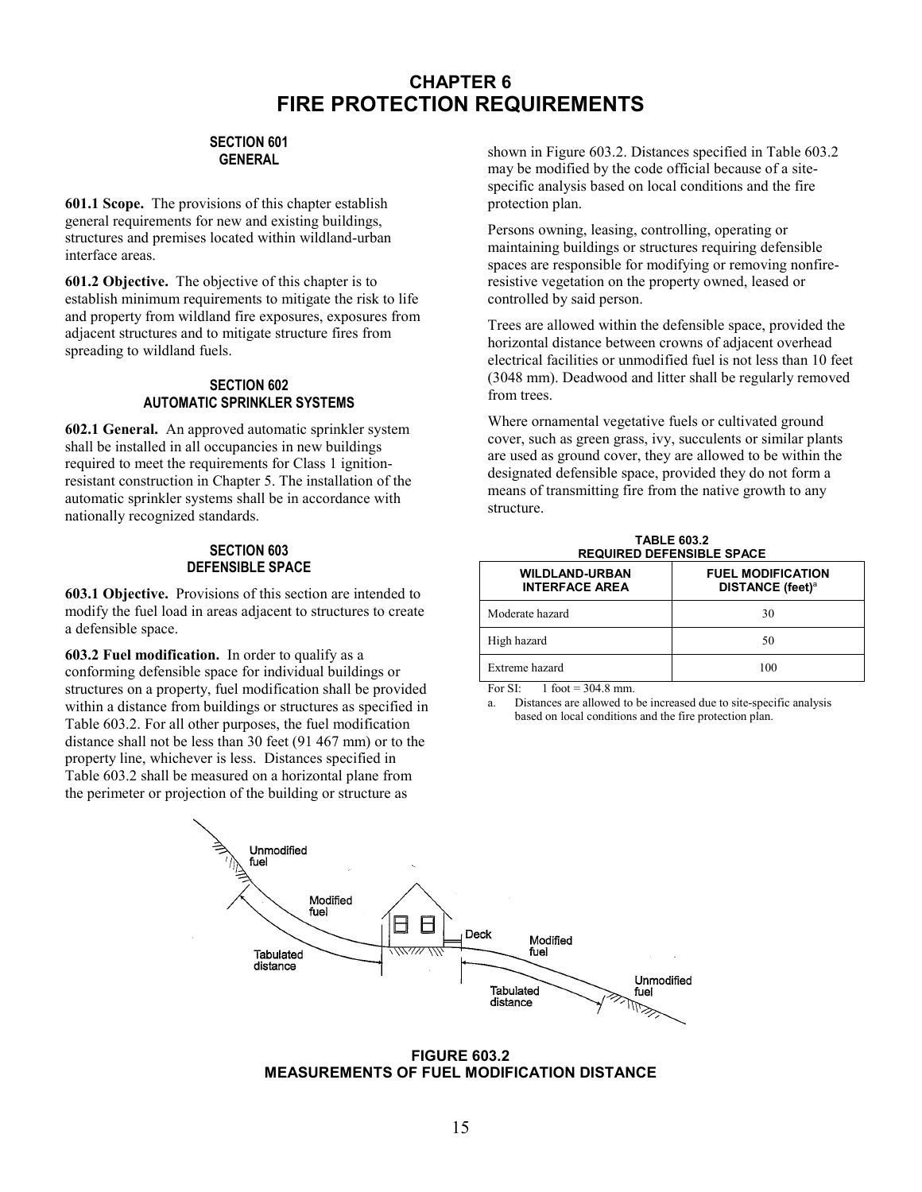# CHAPTER 6
# FIRE PROTECTION REQUIREMENTS

## SECTION 601
## GENERAL

**601.1 Scope.** The provisions of this chapter establish general requirements for new and existing buildings, structures and premises located within wildland-urban interface areas.

**601.2 Objective.** The objective of this chapter is to establish minimum requirements to mitigate the risk to life and property from wildland fire exposures, exposures from adjacent structures and to mitigate structure fires from spreading to wildland fuels.

## SECTION 602
## AUTOMATIC SPRINKLER SYSTEMS

**602.1 General.** An approved automatic sprinkler system shall be installed in all occupancies in new buildings required to meet the requirements for Class 1 ignition-resistant construction in Chapter 5. The installation of the automatic sprinkler systems shall be in accordance with nationally recognized standards.

## SECTION 603
## DEFENSIBLE SPACE

**603.1 Objective.** Provisions of this section are intended to modify the fuel load in areas adjacent to structures to create a defensible space.

**603.2 Fuel modification.** In order to qualify as a conforming defensible space for individual buildings or structures on a property, fuel modification shall be provided within a distance from buildings or structures as specified in Table 603.2. For all other purposes, the fuel modification distance shall not be less than 30 feet (91 467 mm) or to the property line, whichever is less. Distances specified in Table 603.2 shall be measured on a horizontal plane from the perimeter or projection of the building or structure as shown in Figure 603.2. Distances specified in Table 603.2 may be modified by the code official because of a site-specific analysis based on local conditions and the fire protection plan.

Persons owning, leasing, controlling, operating or maintaining buildings or structures requiring defensible spaces are responsible for modifying or removing nonfire-resistive vegetation on the property owned, leased or controlled by said person.

Trees are allowed within the defensible space, provided the horizontal distance between crowns of adjacent overhead electrical facilities or unmodified fuel is not less than 10 feet (3048 mm). Deadwood and litter shall be regularly removed from trees.

Where ornamental vegetative fuels or cultivated ground cover, such as green grass, ivy, succulents or similar plants are used as ground cover, they are allowed to be within the designated defensible space, provided they do not form a means of transmitting fire from the native growth to any structure.

**TABLE 603.2**
**REQUIRED DEFENSIBLE SPACE**

| WILDLAND-URBAN INTERFACE AREA | FUEL MODIFICATION DISTANCE (feet)[a] |
|---|---|
| Moderate hazard | 30 |
| High hazard | 50 |
| Extreme hazard | 100 |

For SI: 1 foot = 304.8 mm.

a. Distances are allowed to be increased due to site-specific analysis based on local conditions and the fire protection plan.

Unmodified fuel

Modified fuel

Tabulated distance

Deck

Modified fuel

Unmodified fuel

Tabulated distance

**FIGURE 603.2**
**MEASUREMENTS OF FUEL MODIFICATION DISTANCE**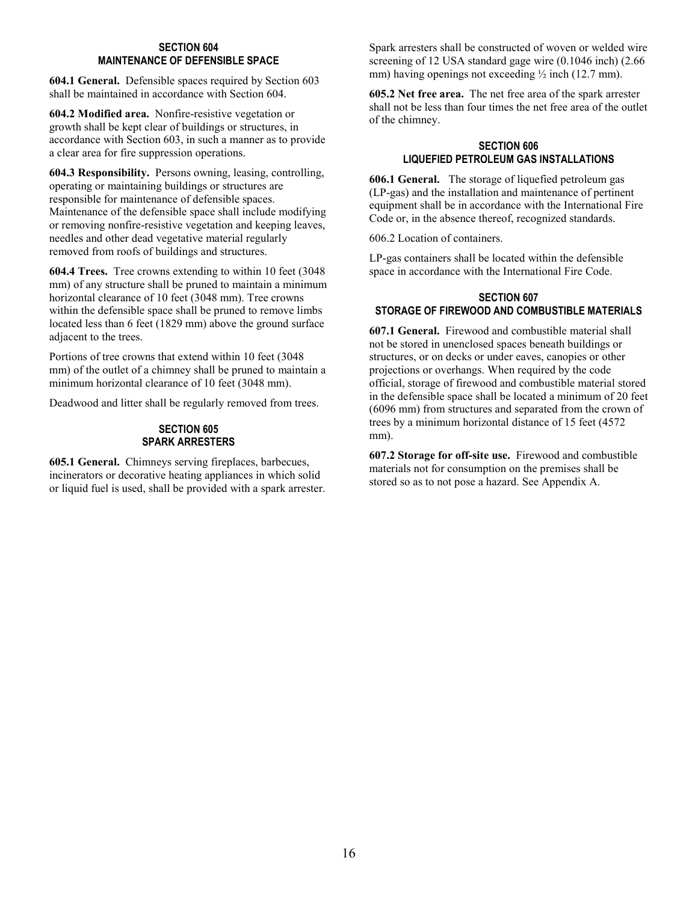## SECTION 604
## MAINTENANCE OF DEFENSIBLE SPACE

**604.1 General.** Defensible spaces required by Section 603 shall be maintained in accordance with Section 604.

**604.2 Modified area.** Nonfire-resistive vegetation or growth shall be kept clear of buildings or structures, in accordance with Section 603, in such a manner as to provide a clear area for fire suppression operations.

**604.3 Responsibility.** Persons owning, leasing, controlling, operating or maintaining buildings or structures are responsible for maintenance of defensible spaces. Maintenance of the defensible space shall include modifying or removing nonfire-resistive vegetation and keeping leaves, needles and other dead vegetative material regularly removed from roofs of buildings and structures.

**604.4 Trees.** Tree crowns extending to within 10 feet (3048 mm) of any structure shall be pruned to maintain a minimum horizontal clearance of 10 feet (3048 mm). Tree crowns within the defensible space shall be pruned to remove limbs located less than 6 feet (1829 mm) above the ground surface adjacent to the trees.

Portions of tree crowns that extend within 10 feet (3048 mm) of the outlet of a chimney shall be pruned to maintain a minimum horizontal clearance of 10 feet (3048 mm).

Deadwood and litter shall be regularly removed from trees.

## SECTION 605
## SPARK ARRESTERS

**605.1 General.** Chimneys serving fireplaces, barbecues, incinerators or decorative heating appliances in which solid or liquid fuel is used, shall be provided with a spark arrester. Spark arresters shall be constructed of woven or welded wire screening of 12 USA standard gage wire (0.1046 inch) (2.66 mm) having openings not exceeding ½ inch (12.7 mm).

**605.2 Net free area.** The net free area of the spark arrester shall not be less than four times the net free area of the outlet of the chimney.

## SECTION 606
## LIQUEFIED PETROLEUM GAS INSTALLATIONS

**606.1 General.** The storage of liquefied petroleum gas (LP-gas) and the installation and maintenance of pertinent equipment shall be in accordance with the International Fire Code or, in the absence thereof, recognized standards.

606.2 Location of containers.

LP-gas containers shall be located within the defensible space in accordance with the International Fire Code.

## SECTION 607
## STORAGE OF FIREWOOD AND COMBUSTIBLE MATERIALS

**607.1 General.** Firewood and combustible material shall not be stored in unenclosed spaces beneath buildings or structures, or on decks or under eaves, canopies or other projections or overhangs. When required by the code official, storage of firewood and combustible material stored in the defensible space shall be located a minimum of 20 feet (6096 mm) from structures and separated from the crown of trees by a minimum horizontal distance of 15 feet (4572 mm).

**607.2 Storage for off-site use.** Firewood and combustible materials not for consumption on the premises shall be stored so as to not pose a hazard. See Appendix A.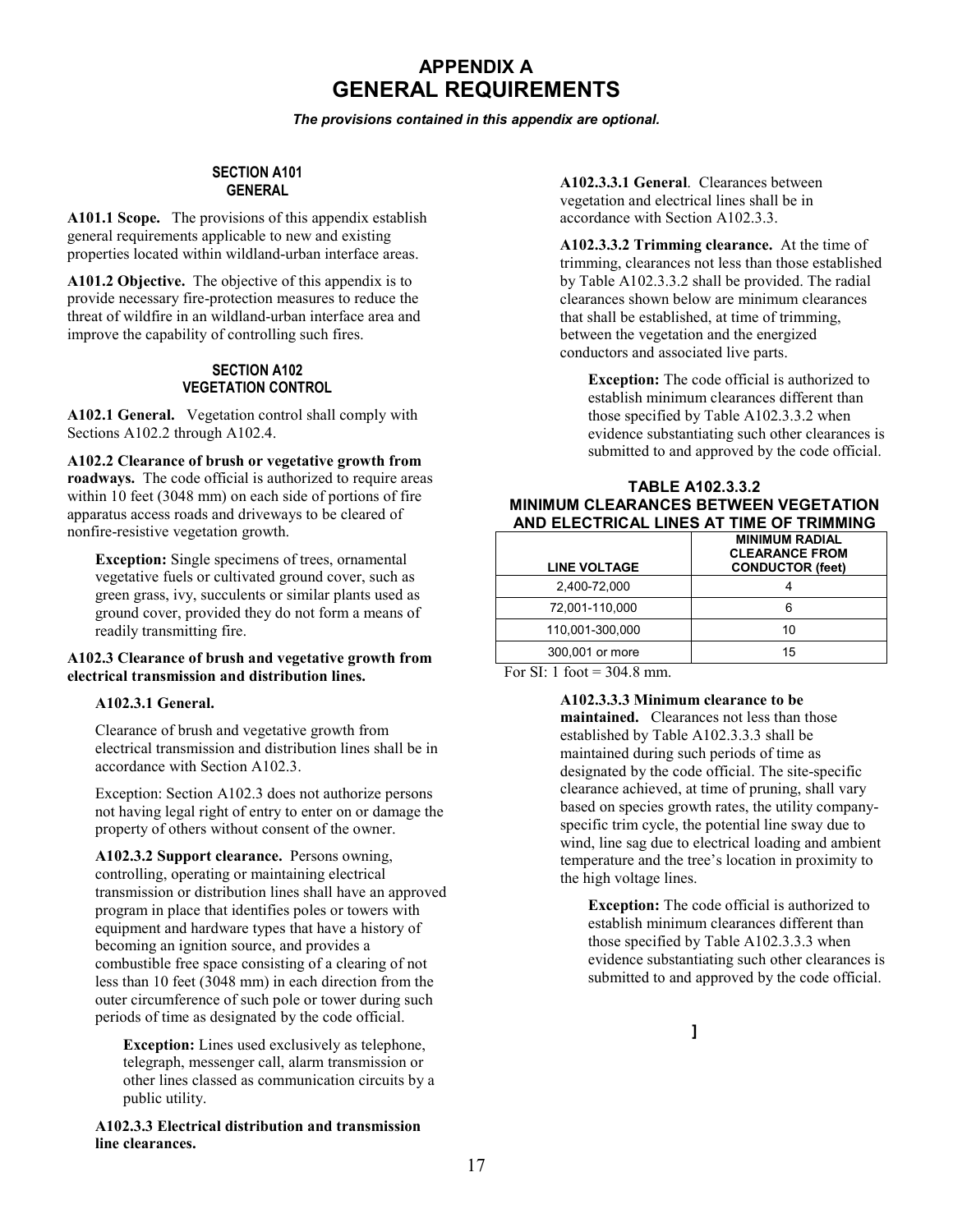# APPENDIX A
# GENERAL REQUIREMENTS

***The provisions contained in this appendix are optional.***

## SECTION A101
## GENERAL

**A101.1 Scope.** The provisions of this appendix establish general requirements applicable to new and existing properties located within wildland-urban interface areas.

**A101.2 Objective.** The objective of this appendix is to provide necessary fire-protection measures to reduce the threat of wildfire in an wildland-urban interface area and improve the capability of controlling such fires.

## SECTION A102
## VEGETATION CONTROL

**A102.1 General.** Vegetation control shall comply with Sections A102.2 through A102.4.

**A102.2 Clearance of brush or vegetative growth from roadways.** The code official is authorized to require areas within 10 feet (3048 mm) on each side of portions of fire apparatus access roads and driveways to be cleared of nonfire-resistive vegetation growth.

> **Exception:** Single specimens of trees, ornamental vegetative fuels or cultivated ground cover, such as green grass, ivy, succulents or similar plants used as ground cover, provided they do not form a means of readily transmitting fire.

**A102.3 Clearance of brush and vegetative growth from electrical transmission and distribution lines.**

**A102.3.1 General.**

Clearance of brush and vegetative growth from electrical transmission and distribution lines shall be in accordance with Section A102.3.

Exception: Section A102.3 does not authorize persons not having legal right of entry to enter on or damage the property of others without consent of the owner.

**A102.3.2 Support clearance.** Persons owning, controlling, operating or maintaining electrical transmission or distribution lines shall have an approved program in place that identifies poles or towers with equipment and hardware types that have a history of becoming an ignition source, and provides a combustible free space consisting of a clearing of not less than 10 feet (3048 mm) in each direction from the outer circumference of such pole or tower during such periods of time as designated by the code official.

> **Exception:** Lines used exclusively as telephone, telegraph, messenger call, alarm transmission or other lines classed as communication circuits by a public utility.

**A102.3.3 Electrical distribution and transmission line clearances.**

**A102.3.3.1 General**. Clearances between vegetation and electrical lines shall be in accordance with Section A102.3.3.

**A102.3.3.2 Trimming clearance.** At the time of trimming, clearances not less than those established by Table A102.3.3.2 shall be provided. The radial clearances shown below are minimum clearances that shall be established, at time of trimming, between the vegetation and the energized conductors and associated live parts.

> **Exception:** The code official is authorized to establish minimum clearances different than those specified by Table A102.3.3.2 when evidence substantiating such other clearances is submitted to and approved by the code official.

**TABLE A102.3.3.2**
**MINIMUM CLEARANCES BETWEEN VEGETATION AND ELECTRICAL LINES AT TIME OF TRIMMING**

| LINE VOLTAGE | MINIMUM RADIAL CLEARANCE FROM CONDUCTOR (feet) |
|---|---|
| 2,400-72,000 | 4 |
| 72,001-110,000 | 6 |
| 110,001-300,000 | 10 |
| 300,001 or more | 15 |

For SI: 1 foot = 304.8 mm.

**A102.3.3.3 Minimum clearance to be maintained.** Clearances not less than those established by Table A102.3.3.3 shall be maintained during such periods of time as designated by the code official. The site-specific clearance achieved, at time of pruning, shall vary based on species growth rates, the utility company-specific trim cycle, the potential line sway due to wind, line sag due to electrical loading and ambient temperature and the tree's location in proximity to the high voltage lines.

> **Exception:** The code official is authorized to establish minimum clearances different than those specified by Table A102.3.3.3 when evidence substantiating such other clearances is submitted to and approved by the code official.

]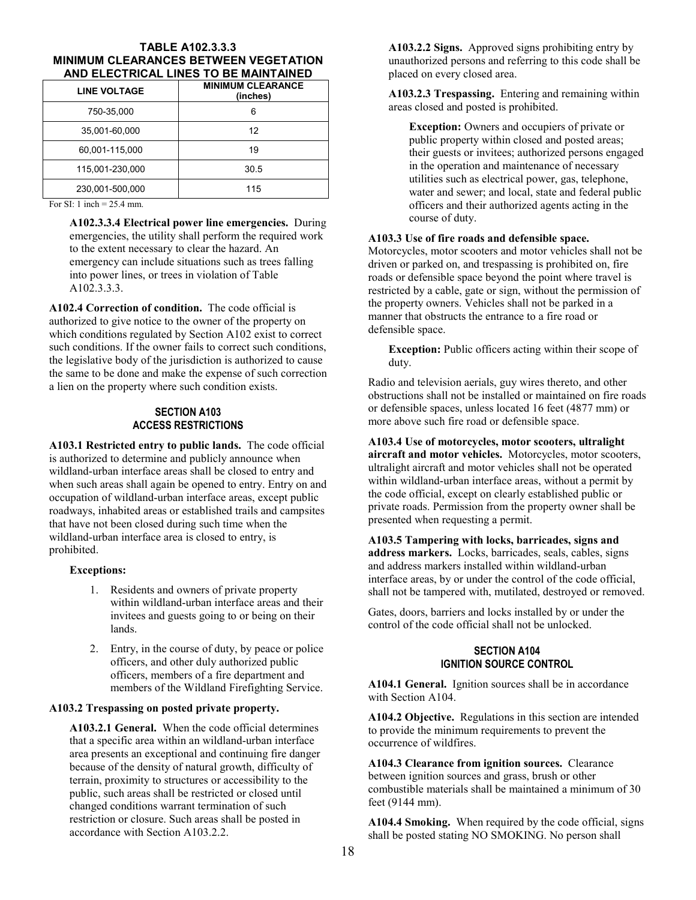**TABLE A102.3.3.3**
**MINIMUM CLEARANCES BETWEEN VEGETATION AND ELECTRICAL LINES TO BE MAINTAINED**

| LINE VOLTAGE | MINIMUM CLEARANCE (inches) |
|---|---|
| 750-35,000 | 6 |
| 35,001-60,000 | 12 |
| 60,001-115,000 | 19 |
| 115,001-230,000 | 30.5 |
| 230,001-500,000 | 115 |

For SI: 1 inch = 25.4 mm.

**A102.3.3.4 Electrical power line emergencies.** During emergencies, the utility shall perform the required work to the extent necessary to clear the hazard. An emergency can include situations such as trees falling into power lines, or trees in violation of Table A102.3.3.3.

**A102.4 Correction of condition.** The code official is authorized to give notice to the owner of the property on which conditions regulated by Section A102 exist to correct such conditions. If the owner fails to correct such conditions, the legislative body of the jurisdiction is authorized to cause the same to be done and make the expense of such correction a lien on the property where such condition exists.

## SECTION A103
## ACCESS RESTRICTIONS

**A103.1 Restricted entry to public lands.** The code official is authorized to determine and publicly announce when wildland-urban interface areas shall be closed to entry and when such areas shall again be opened to entry. Entry on and occupation of wildland-urban interface areas, except public roadways, inhabited areas or established trails and campsites that have not been closed during such time when the wildland-urban interface area is closed to entry, is prohibited.

**Exceptions:**

1. Residents and owners of private property within wildland-urban interface areas and their invitees and guests going to or being on their lands.
2. Entry, in the course of duty, by peace or police officers, and other duly authorized public officers, members of a fire department and members of the Wildland Firefighting Service.

**A103.2 Trespassing on posted private property.**

**A103.2.1 General.** When the code official determines that a specific area within an wildland-urban interface area presents an exceptional and continuing fire danger because of the density of natural growth, difficulty of terrain, proximity to structures or accessibility to the public, such areas shall be restricted or closed until changed conditions warrant termination of such restriction or closure. Such areas shall be posted in accordance with Section A103.2.2.

**A103.2.2 Signs.** Approved signs prohibiting entry by unauthorized persons and referring to this code shall be placed on every closed area.

**A103.2.3 Trespassing.** Entering and remaining within areas closed and posted is prohibited.

**Exception:** Owners and occupiers of private or public property within closed and posted areas; their guests or invitees; authorized persons engaged in the operation and maintenance of necessary utilities such as electrical power, gas, telephone, water and sewer; and local, state and federal public officers and their authorized agents acting in the course of duty.

**A103.3 Use of fire roads and defensible space.** Motorcycles, motor scooters and motor vehicles shall not be driven or parked on, and trespassing is prohibited on, fire roads or defensible space beyond the point where travel is restricted by a cable, gate or sign, without the permission of the property owners. Vehicles shall not be parked in a manner that obstructs the entrance to a fire road or defensible space.

**Exception:** Public officers acting within their scope of duty.

Radio and television aerials, guy wires thereto, and other obstructions shall not be installed or maintained on fire roads or defensible spaces, unless located 16 feet (4877 mm) or more above such fire road or defensible space.

**A103.4 Use of motorcycles, motor scooters, ultralight aircraft and motor vehicles.** Motorcycles, motor scooters, ultralight aircraft and motor vehicles shall not be operated within wildland-urban interface areas, without a permit by the code official, except on clearly established public or private roads. Permission from the property owner shall be presented when requesting a permit.

**A103.5 Tampering with locks, barricades, signs and address markers.** Locks, barricades, seals, cables, signs and address markers installed within wildland-urban interface areas, by or under the control of the code official, shall not be tampered with, mutilated, destroyed or removed.

Gates, doors, barriers and locks installed by or under the control of the code official shall not be unlocked.

## SECTION A104
## IGNITION SOURCE CONTROL

**A104.1 General.** Ignition sources shall be in accordance with Section A104.

**A104.2 Objective.** Regulations in this section are intended to provide the minimum requirements to prevent the occurrence of wildfires.

**A104.3 Clearance from ignition sources.** Clearance between ignition sources and grass, brush or other combustible materials shall be maintained a minimum of 30 feet (9144 mm).

**A104.4 Smoking.** When required by the code official, signs shall be posted stating NO SMOKING. No person shall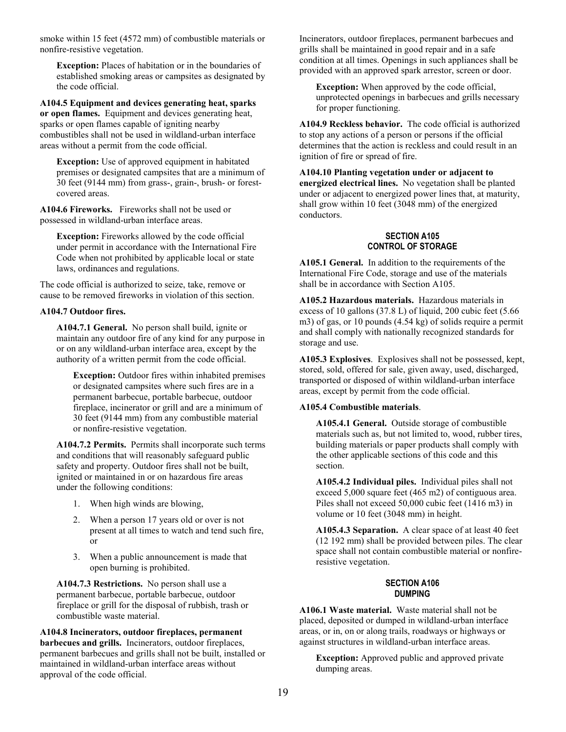smoke within 15 feet (4572 mm) of combustible materials or nonfire-resistive vegetation.

> **Exception:** Places of habitation or in the boundaries of established smoking areas or campsites as designated by the code official.

**A104.5 Equipment and devices generating heat, sparks or open flames.** Equipment and devices generating heat, sparks or open flames capable of igniting nearby combustibles shall not be used in wildland-urban interface areas without a permit from the code official.

> **Exception:** Use of approved equipment in habitated premises or designated campsites that are a minimum of 30 feet (9144 mm) from grass-, grain-, brush- or forest-covered areas.

**A104.6 Fireworks.** Fireworks shall not be used or possessed in wildland-urban interface areas.

> **Exception:** Fireworks allowed by the code official under permit in accordance with the International Fire Code when not prohibited by applicable local or state laws, ordinances and regulations.

The code official is authorized to seize, take, remove or cause to be removed fireworks in violation of this section.

**A104.7 Outdoor fires.**

**A104.7.1 General.** No person shall build, ignite or maintain any outdoor fire of any kind for any purpose in or on any wildland-urban interface area, except by the authority of a written permit from the code official.

> **Exception:** Outdoor fires within inhabited premises or designated campsites where such fires are in a permanent barbecue, portable barbecue, outdoor fireplace, incinerator or grill and are a minimum of 30 feet (9144 mm) from any combustible material or nonfire-resistive vegetation.

**A104.7.2 Permits.** Permits shall incorporate such terms and conditions that will reasonably safeguard public safety and property. Outdoor fires shall not be built, ignited or maintained in or on hazardous fire areas under the following conditions:

1. When high winds are blowing,
2. When a person 17 years old or over is not present at all times to watch and tend such fire, or
3. When a public announcement is made that open burning is prohibited.

**A104.7.3 Restrictions.** No person shall use a permanent barbecue, portable barbecue, outdoor fireplace or grill for the disposal of rubbish, trash or combustible waste material.

**A104.8 Incinerators, outdoor fireplaces, permanent barbecues and grills.** Incinerators, outdoor fireplaces, permanent barbecues and grills shall not be built, installed or maintained in wildland-urban interface areas without approval of the code official.

Incinerators, outdoor fireplaces, permanent barbecues and grills shall be maintained in good repair and in a safe condition at all times. Openings in such appliances shall be provided with an approved spark arrestor, screen or door.

> **Exception:** When approved by the code official, unprotected openings in barbecues and grills necessary for proper functioning.

**A104.9 Reckless behavior.** The code official is authorized to stop any actions of a person or persons if the official determines that the action is reckless and could result in an ignition of fire or spread of fire.

**A104.10 Planting vegetation under or adjacent to energized electrical lines.** No vegetation shall be planted under or adjacent to energized power lines that, at maturity, shall grow within 10 feet (3048 mm) of the energized conductors.

## SECTION A105 CONTROL OF STORAGE

**A105.1 General.** In addition to the requirements of the International Fire Code, storage and use of the materials shall be in accordance with Section A105.

**A105.2 Hazardous materials.** Hazardous materials in excess of 10 gallons (37.8 L) of liquid, 200 cubic feet (5.66 $m^3$) of gas, or 10 pounds (4.54 kg) of solids require a permit and shall comply with nationally recognized standards for storage and use.

**A105.3 Explosives**. Explosives shall not be possessed, kept, stored, sold, offered for sale, given away, used, discharged, transported or disposed of within wildland-urban interface areas, except by permit from the code official.

**A105.4 Combustible materials**.

**A105.4.1 General.** Outside storage of combustible materials such as, but not limited to, wood, rubber tires, building materials or paper products shall comply with the other applicable sections of this code and this section.

**A105.4.2 Individual piles.** Individual piles shall not exceed 5,000 square feet (465 $m^2$) of contiguous area. Piles shall not exceed 50,000 cubic feet (1416 $m^3$) in volume or 10 feet (3048 mm) in height.

**A105.4.3 Separation.** A clear space of at least 40 feet (12 192 mm) shall be provided between piles. The clear space shall not contain combustible material or nonfire-resistive vegetation.

## SECTION A106 DUMPING

**A106.1 Waste material.** Waste material shall not be placed, deposited or dumped in wildland-urban interface areas, or in, on or along trails, roadways or highways or against structures in wildland-urban interface areas.

> **Exception:** Approved public and approved private dumping areas.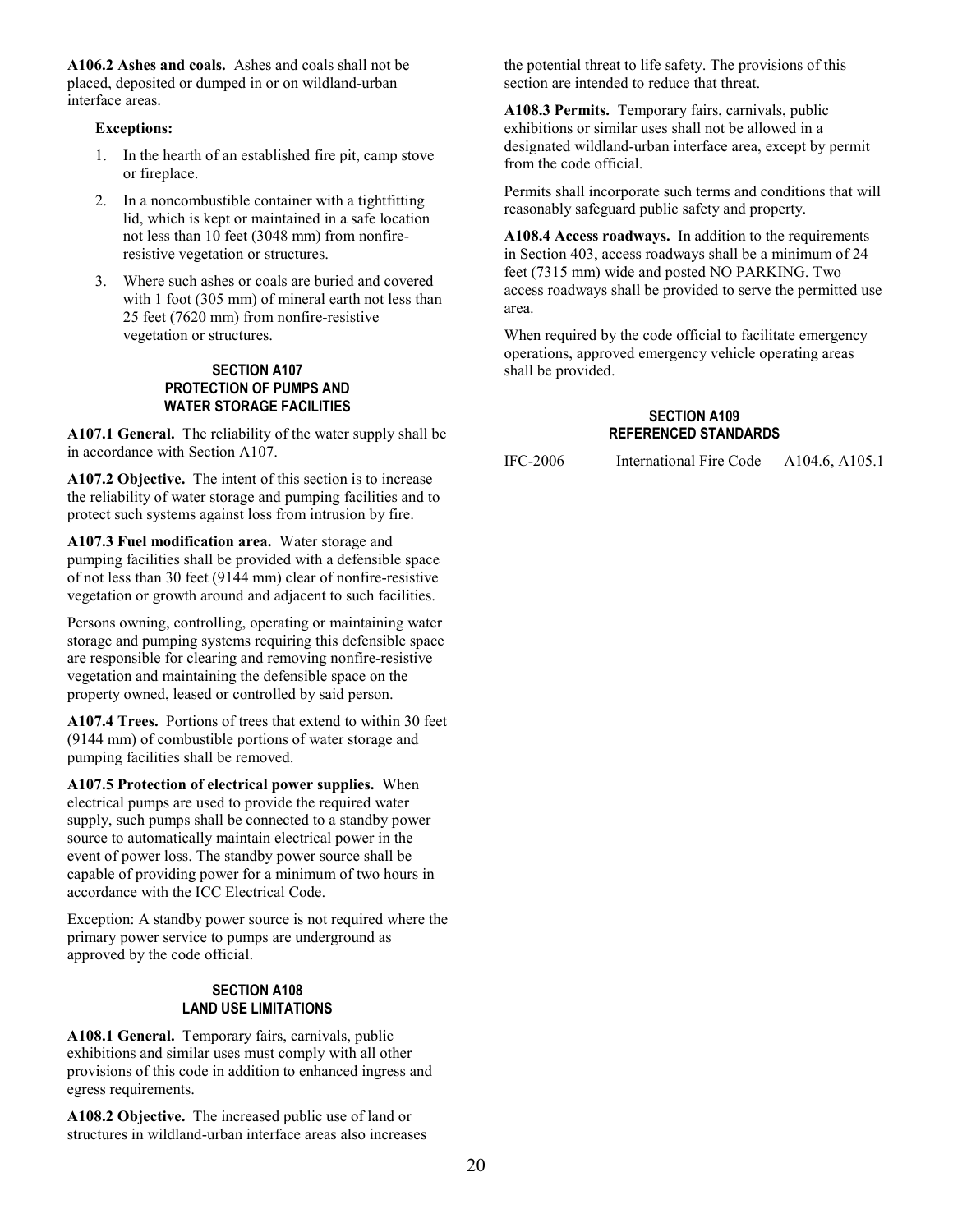**A106.2 Ashes and coals.** Ashes and coals shall not be placed, deposited or dumped in or on wildland-urban interface areas.

**Exceptions:**

1. In the hearth of an established fire pit, camp stove or fireplace.
2. In a noncombustible container with a tightfitting lid, which is kept or maintained in a safe location not less than 10 feet (3048 mm) from nonfire-resistive vegetation or structures.
3. Where such ashes or coals are buried and covered with 1 foot (305 mm) of mineral earth not less than 25 feet (7620 mm) from nonfire-resistive vegetation or structures.

## SECTION A107 PROTECTION OF PUMPS AND WATER STORAGE FACILITIES

**A107.1 General.** The reliability of the water supply shall be in accordance with Section A107.

**A107.2 Objective.** The intent of this section is to increase the reliability of water storage and pumping facilities and to protect such systems against loss from intrusion by fire.

**A107.3 Fuel modification area.** Water storage and pumping facilities shall be provided with a defensible space of not less than 30 feet (9144 mm) clear of nonfire-resistive vegetation or growth around and adjacent to such facilities.

Persons owning, controlling, operating or maintaining water storage and pumping systems requiring this defensible space are responsible for clearing and removing nonfire-resistive vegetation and maintaining the defensible space on the property owned, leased or controlled by said person.

**A107.4 Trees.** Portions of trees that extend to within 30 feet (9144 mm) of combustible portions of water storage and pumping facilities shall be removed.

**A107.5 Protection of electrical power supplies.** When electrical pumps are used to provide the required water supply, such pumps shall be connected to a standby power source to automatically maintain electrical power in the event of power loss. The standby power source shall be capable of providing power for a minimum of two hours in accordance with the ICC Electrical Code.

Exception: A standby power source is not required where the primary power service to pumps are underground as approved by the code official.

## SECTION A108 LAND USE LIMITATIONS

**A108.1 General.** Temporary fairs, carnivals, public exhibitions and similar uses must comply with all other provisions of this code in addition to enhanced ingress and egress requirements.

**A108.2 Objective.** The increased public use of land or structures in wildland-urban interface areas also increases the potential threat to life safety. The provisions of this section are intended to reduce that threat.

**A108.3 Permits.** Temporary fairs, carnivals, public exhibitions or similar uses shall not be allowed in a designated wildland-urban interface area, except by permit from the code official.

Permits shall incorporate such terms and conditions that will reasonably safeguard public safety and property.

**A108.4 Access roadways.** In addition to the requirements in Section 403, access roadways shall be a minimum of 24 feet (7315 mm) wide and posted NO PARKING. Two access roadways shall be provided to serve the permitted use area.

When required by the code official to facilitate emergency operations, approved emergency vehicle operating areas shall be provided.

## SECTION A109 REFERENCED STANDARDS

| | | |
|---|---|---|
| IFC-2006 | International Fire Code | A104.6, A105.1 |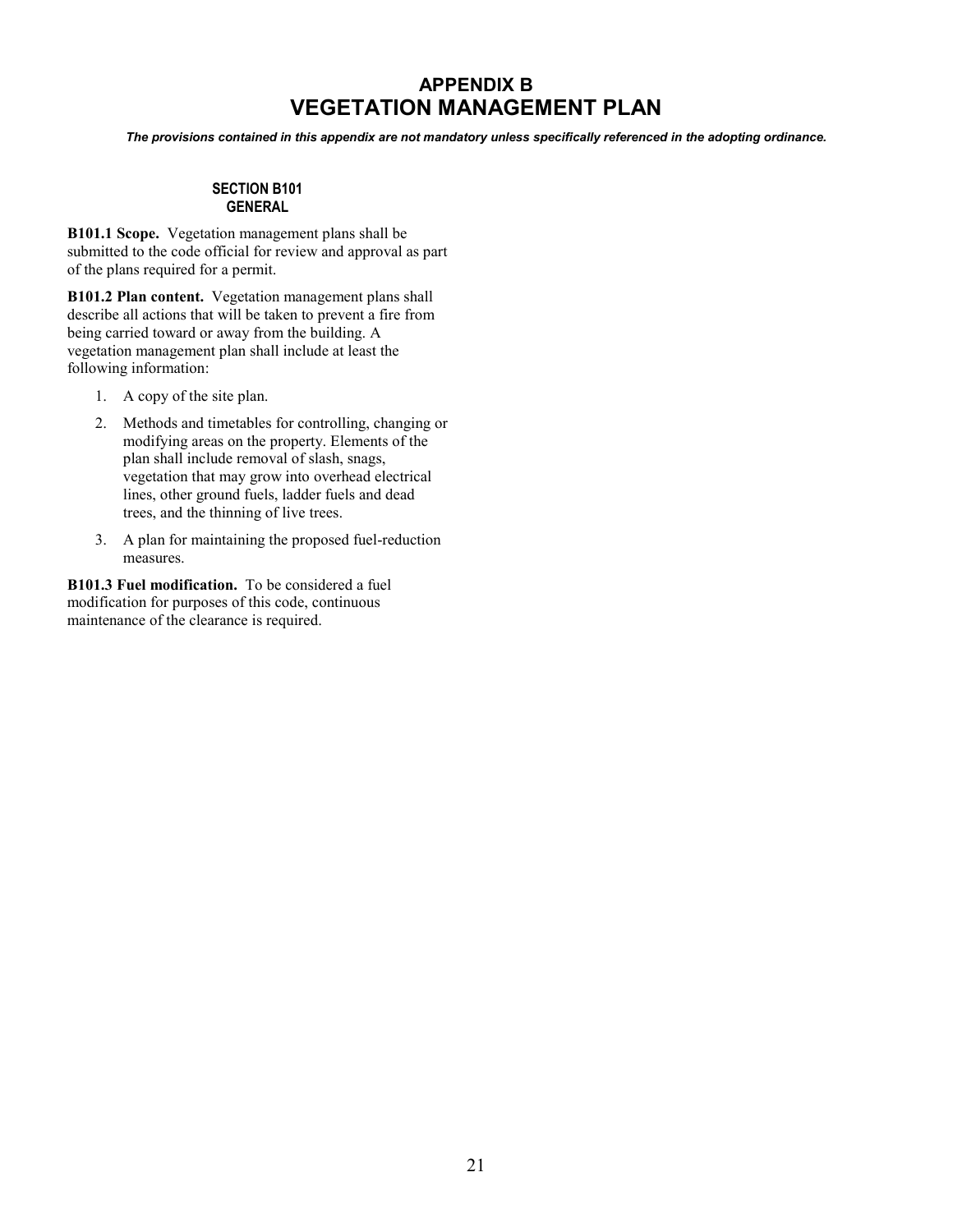# APPENDIX B
# VEGETATION MANAGEMENT PLAN

***The provisions contained in this appendix are not mandatory unless specifically referenced in the adopting ordinance.***

### SECTION B101
### GENERAL

**B101.1 Scope.** Vegetation management plans shall be submitted to the code official for review and approval as part of the plans required for a permit.

**B101.2 Plan content.** Vegetation management plans shall describe all actions that will be taken to prevent a fire from being carried toward or away from the building. A vegetation management plan shall include at least the following information:

1. A copy of the site plan.
2. Methods and timetables for controlling, changing or modifying areas on the property. Elements of the plan shall include removal of slash, snags, vegetation that may grow into overhead electrical lines, other ground fuels, ladder fuels and dead trees, and the thinning of live trees.
3. A plan for maintaining the proposed fuel-reduction measures.

**B101.3 Fuel modification.** To be considered a fuel modification for purposes of this code, continuous maintenance of the clearance is required.